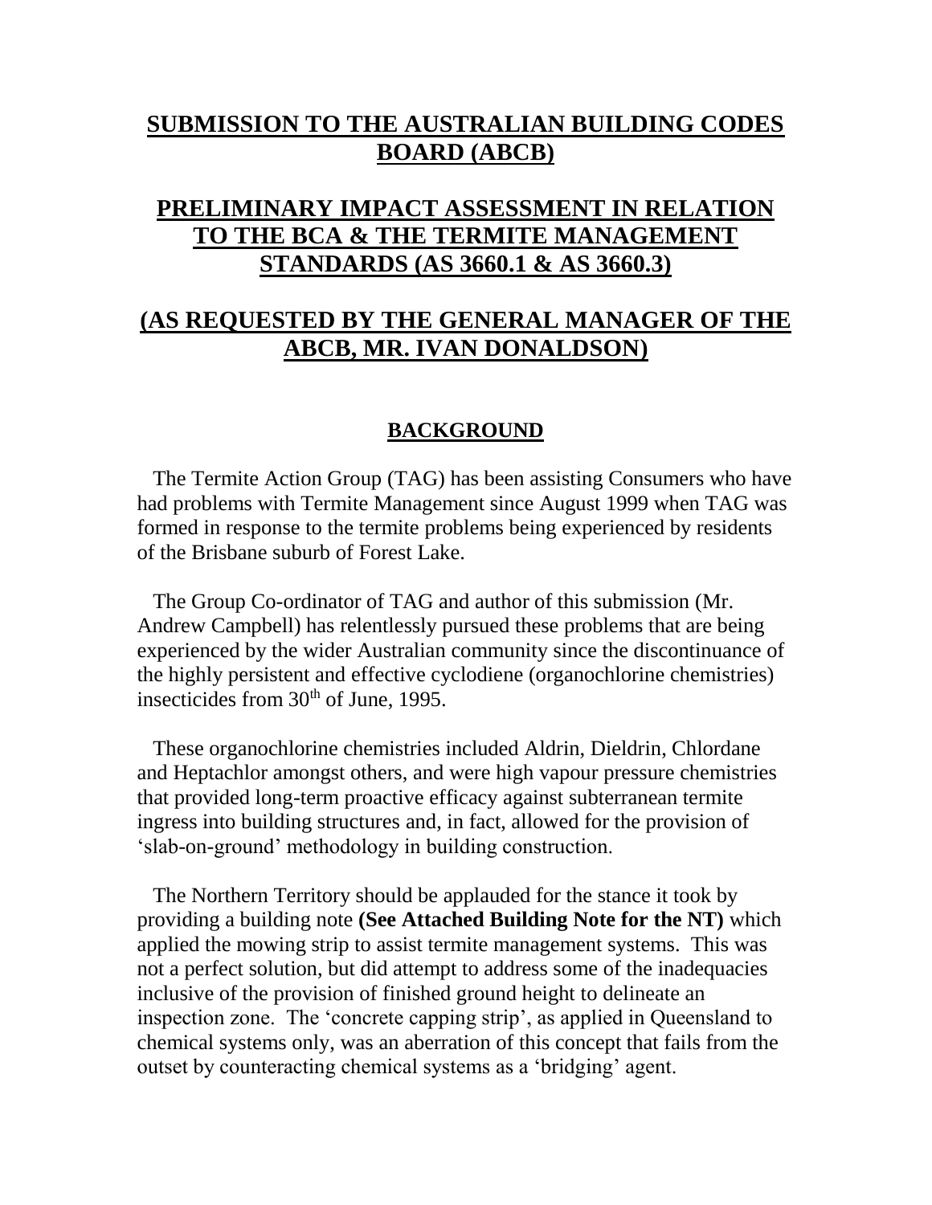# SUBMISSION TO THE AUSTRALIAN BUILDING CODES BOARD (ABCB)

# PRELIMINARY IMPACT ASSESSMENT IN RELATION TO THE BCA & THE TERMITE MANAGEMENT STANDARDS (AS 3660.1 & AS 3660.3)

# (AS REQUESTED BY THE GENERAL MANAGER OF THE ABCB, MR. IVAN DONALDSON)

## BACKGROUND

The Termite Action Group (TAG) has been assisting Consumers who have had problems with Termite Management since August 1999 when TAG was formed in response to the termite problems being experienced by residents of the Brisbane suburb of Forest Lake.

The Group Co-ordinator of TAG and author of this submission (Mr. Andrew Campbell) has relentlessly pursued these problems that are being experienced by the wider Australian community since the discontinuance of the highly persistent and effective cyclodiene (organochlorine chemistries) insecticides from 30th of June, 1995.

These organochlorine chemistries included Aldrin, Dieldrin, Chlordane and Heptachlor amongst others, and were high vapour pressure chemistries that provided long-term proactive efficacy against subterranean termite ingress into building structures and, in fact, allowed for the provision of 'slab-on-ground' methodology in building construction.

The Northern Territory should be applauded for the stance it took by providing a building note **(See Attached Building Note for the NT)** which applied the mowing strip to assist termite management systems. This was not a perfect solution, but did attempt to address some of the inadequacies inclusive of the provision of finished ground height to delineate an inspection zone. The 'concrete capping strip', as applied in Queensland to chemical systems only, was an aberration of this concept that fails from the outset by counteracting chemical systems as a 'bridging' agent.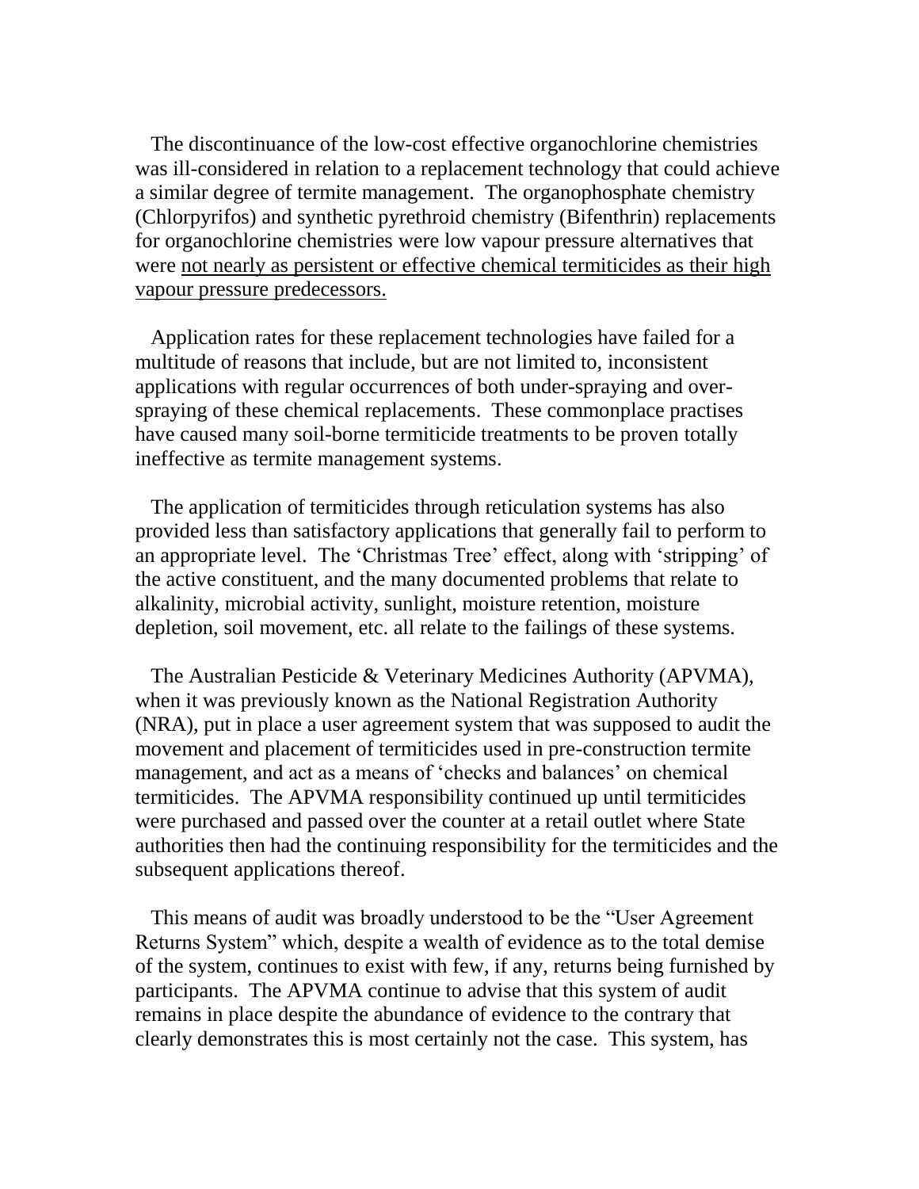The discontinuance of the low-cost effective organochlorine chemistries was ill-considered in relation to a replacement technology that could achieve a similar degree of termite management. The organophosphate chemistry (Chlorpyrifos) and synthetic pyrethroid chemistry (Bifenthrin) replacements for organochlorine chemistries were low vapour pressure alternatives that were <u>not nearly as persistent or effective chemical termiticides as their high vapour pressure predecessors.</u>

Application rates for these replacement technologies have failed for a multitude of reasons that include, but are not limited to, inconsistent applications with regular occurrences of both under-spraying and over-spraying of these chemical replacements. These commonplace practises have caused many soil-borne termiticide treatments to be proven totally ineffective as termite management systems.

The application of termiticides through reticulation systems has also provided less than satisfactory applications that generally fail to perform to an appropriate level. The 'Christmas Tree' effect, along with 'stripping' of the active constituent, and the many documented problems that relate to alkalinity, microbial activity, sunlight, moisture retention, moisture depletion, soil movement, etc. all relate to the failings of these systems.

The Australian Pesticide & Veterinary Medicines Authority (APVMA), when it was previously known as the National Registration Authority (NRA), put in place a user agreement system that was supposed to audit the movement and placement of termiticides used in pre-construction termite management, and act as a means of 'checks and balances' on chemical termiticides. The APVMA responsibility continued up until termiticides were purchased and passed over the counter at a retail outlet where State authorities then had the continuing responsibility for the termiticides and the subsequent applications thereof.

This means of audit was broadly understood to be the "User Agreement Returns System" which, despite a wealth of evidence as to the total demise of the system, continues to exist with few, if any, returns being furnished by participants. The APVMA continue to advise that this system of audit remains in place despite the abundance of evidence to the contrary that clearly demonstrates this is most certainly not the case. This system, has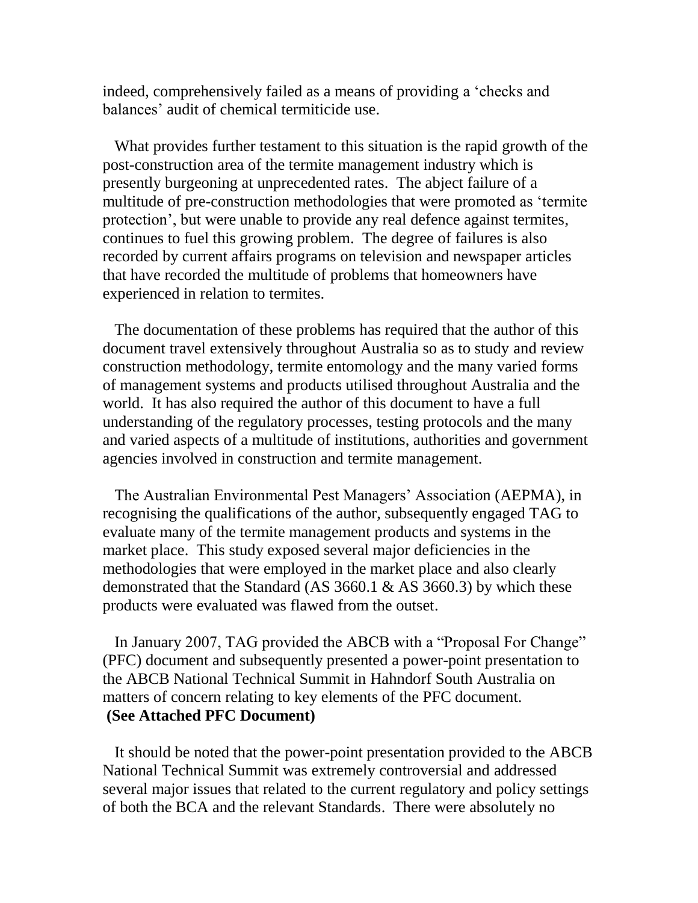indeed, comprehensively failed as a means of providing a 'checks and balances' audit of chemical termiticide use.

What provides further testament to this situation is the rapid growth of the post-construction area of the termite management industry which is presently burgeoning at unprecedented rates. The abject failure of a multitude of pre-construction methodologies that were promoted as 'termite protection', but were unable to provide any real defence against termites, continues to fuel this growing problem. The degree of failures is also recorded by current affairs programs on television and newspaper articles that have recorded the multitude of problems that homeowners have experienced in relation to termites.

The documentation of these problems has required that the author of this document travel extensively throughout Australia so as to study and review construction methodology, termite entomology and the many varied forms of management systems and products utilised throughout Australia and the world. It has also required the author of this document to have a full understanding of the regulatory processes, testing protocols and the many and varied aspects of a multitude of institutions, authorities and government agencies involved in construction and termite management.

The Australian Environmental Pest Managers' Association (AEPMA), in recognising the qualifications of the author, subsequently engaged TAG to evaluate many of the termite management products and systems in the market place. This study exposed several major deficiencies in the methodologies that were employed in the market place and also clearly demonstrated that the Standard (AS 3660.1 & AS 3660.3) by which these products were evaluated was flawed from the outset.

In January 2007, TAG provided the ABCB with a "Proposal For Change" (PFC) document and subsequently presented a power-point presentation to the ABCB National Technical Summit in Hahndorf South Australia on matters of concern relating to key elements of the PFC document.
**(See Attached PFC Document)**

It should be noted that the power-point presentation provided to the ABCB National Technical Summit was extremely controversial and addressed several major issues that related to the current regulatory and policy settings of both the BCA and the relevant Standards. There were absolutely no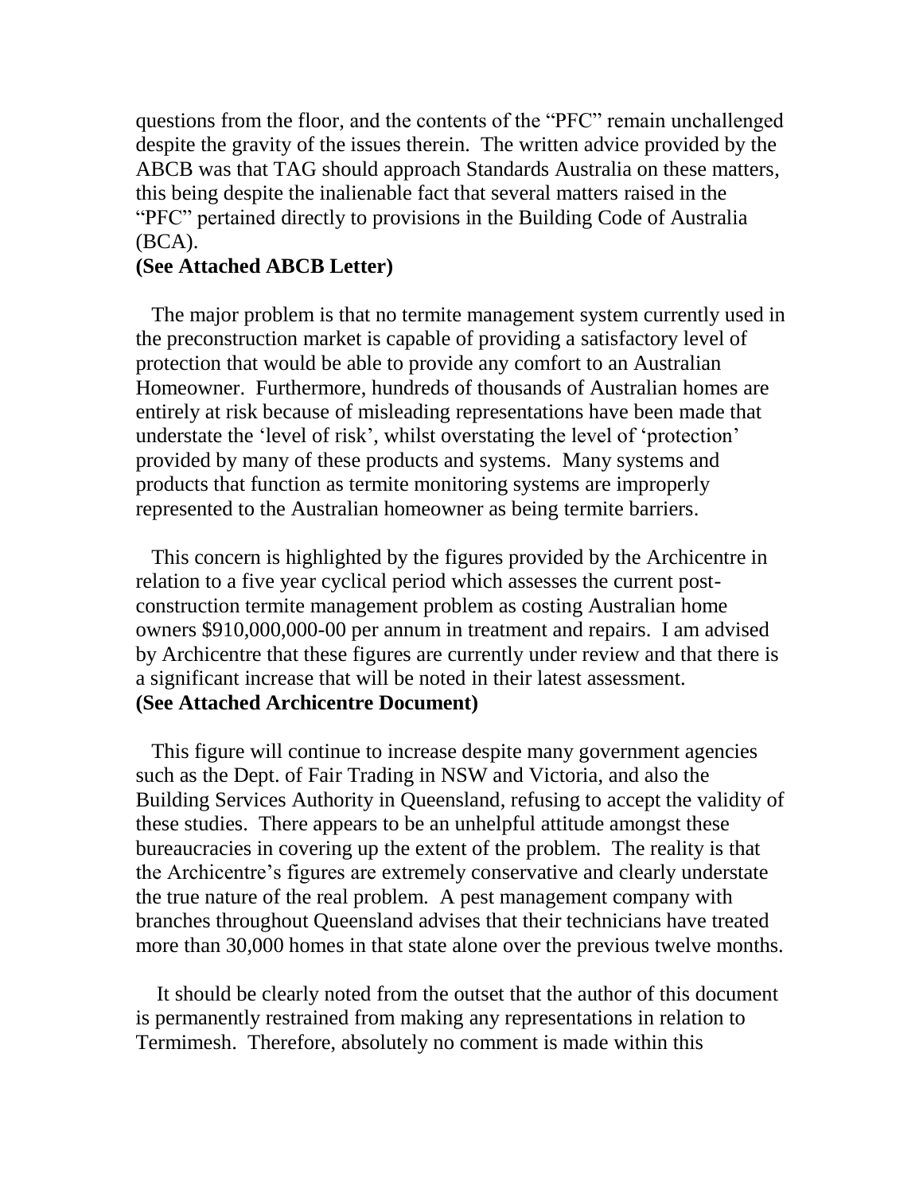questions from the floor, and the contents of the "PFC" remain unchallenged despite the gravity of the issues therein. The written advice provided by the ABCB was that TAG should approach Standards Australia on these matters, this being despite the inalienable fact that several matters raised in the "PFC" pertained directly to provisions in the Building Code of Australia (BCA).

**(See Attached ABCB Letter)**

The major problem is that no termite management system currently used in the preconstruction market is capable of providing a satisfactory level of protection that would be able to provide any comfort to an Australian Homeowner. Furthermore, hundreds of thousands of Australian homes are entirely at risk because of misleading representations have been made that understate the 'level of risk', whilst overstating the level of 'protection' provided by many of these products and systems. Many systems and products that function as termite monitoring systems are improperly represented to the Australian homeowner as being termite barriers.

This concern is highlighted by the figures provided by the Archicentre in relation to a five year cyclical period which assesses the current post-construction termite management problem as costing Australian home owners $910,000,000-00 per annum in treatment and repairs. I am advised by Archicentre that these figures are currently under review and that there is a significant increase that will be noted in their latest assessment.

**(See Attached Archicentre Document)**

This figure will continue to increase despite many government agencies such as the Dept. of Fair Trading in NSW and Victoria, and also the Building Services Authority in Queensland, refusing to accept the validity of these studies. There appears to be an unhelpful attitude amongst these bureaucracies in covering up the extent of the problem. The reality is that the Archicentre's figures are extremely conservative and clearly understate the true nature of the real problem. A pest management company with branches throughout Queensland advises that their technicians have treated more than 30,000 homes in that state alone over the previous twelve months.

It should be clearly noted from the outset that the author of this document is permanently restrained from making any representations in relation to Termimesh. Therefore, absolutely no comment is made within this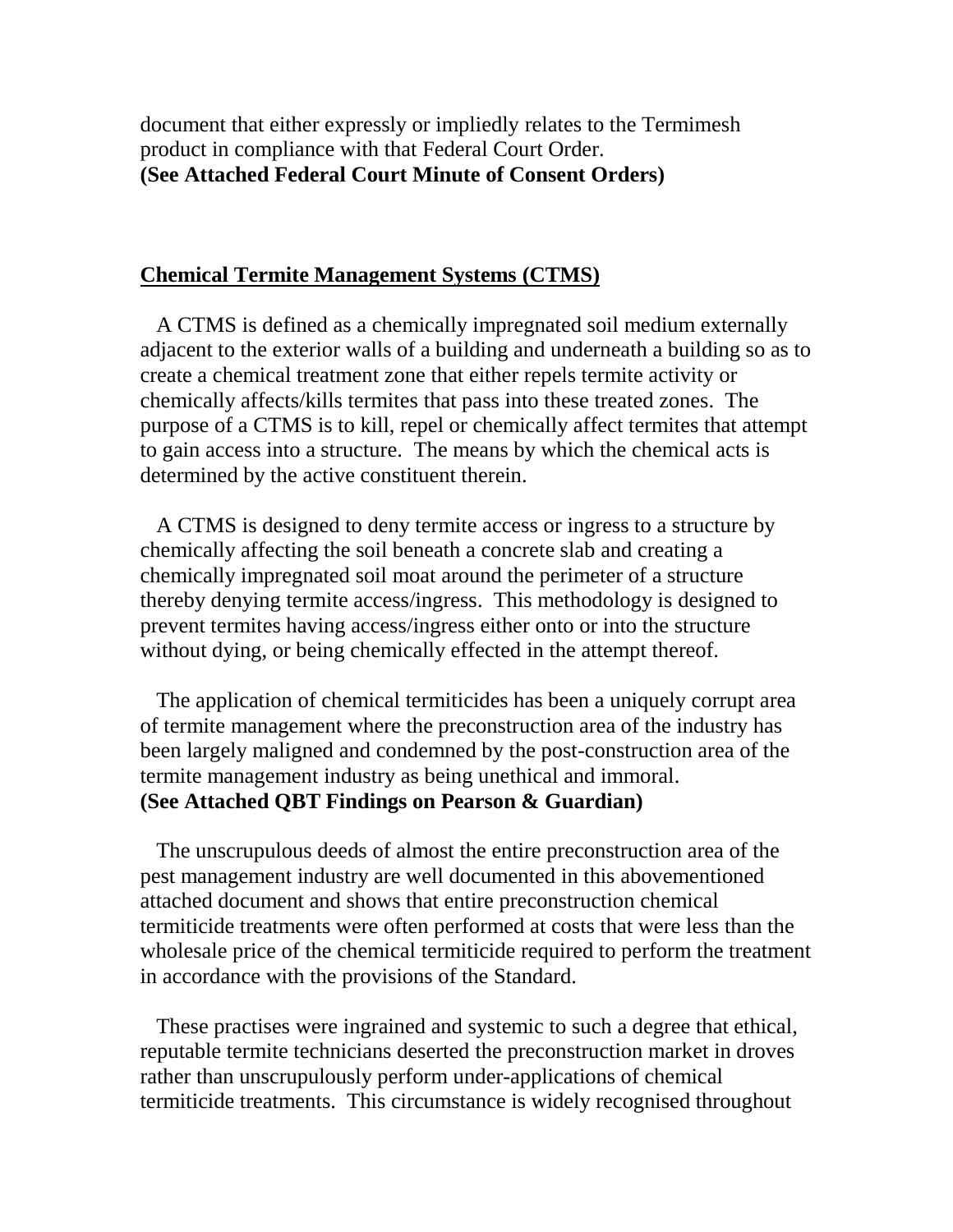document that either expressly or impliedly relates to the Termimesh product in compliance with that Federal Court Order.
**(See Attached Federal Court Minute of Consent Orders)**

## Chemical Termite Management Systems (CTMS)

A CTMS is defined as a chemically impregnated soil medium externally adjacent to the exterior walls of a building and underneath a building so as to create a chemical treatment zone that either repels termite activity or chemically affects/kills termites that pass into these treated zones. The purpose of a CTMS is to kill, repel or chemically affect termites that attempt to gain access into a structure. The means by which the chemical acts is determined by the active constituent therein.

A CTMS is designed to deny termite access or ingress to a structure by chemically affecting the soil beneath a concrete slab and creating a chemically impregnated soil moat around the perimeter of a structure thereby denying termite access/ingress. This methodology is designed to prevent termites having access/ingress either onto or into the structure without dying, or being chemically effected in the attempt thereof.

The application of chemical termiticides has been a uniquely corrupt area of termite management where the preconstruction area of the industry has been largely maligned and condemned by the post-construction area of the termite management industry as being unethical and immoral.
**(See Attached QBT Findings on Pearson & Guardian)**

The unscrupulous deeds of almost the entire preconstruction area of the pest management industry are well documented in this abovementioned attached document and shows that entire preconstruction chemical termiticide treatments were often performed at costs that were less than the wholesale price of the chemical termiticide required to perform the treatment in accordance with the provisions of the Standard.

These practises were ingrained and systemic to such a degree that ethical, reputable termite technicians deserted the preconstruction market in droves rather than unscrupulously perform under-applications of chemical termiticide treatments. This circumstance is widely recognised throughout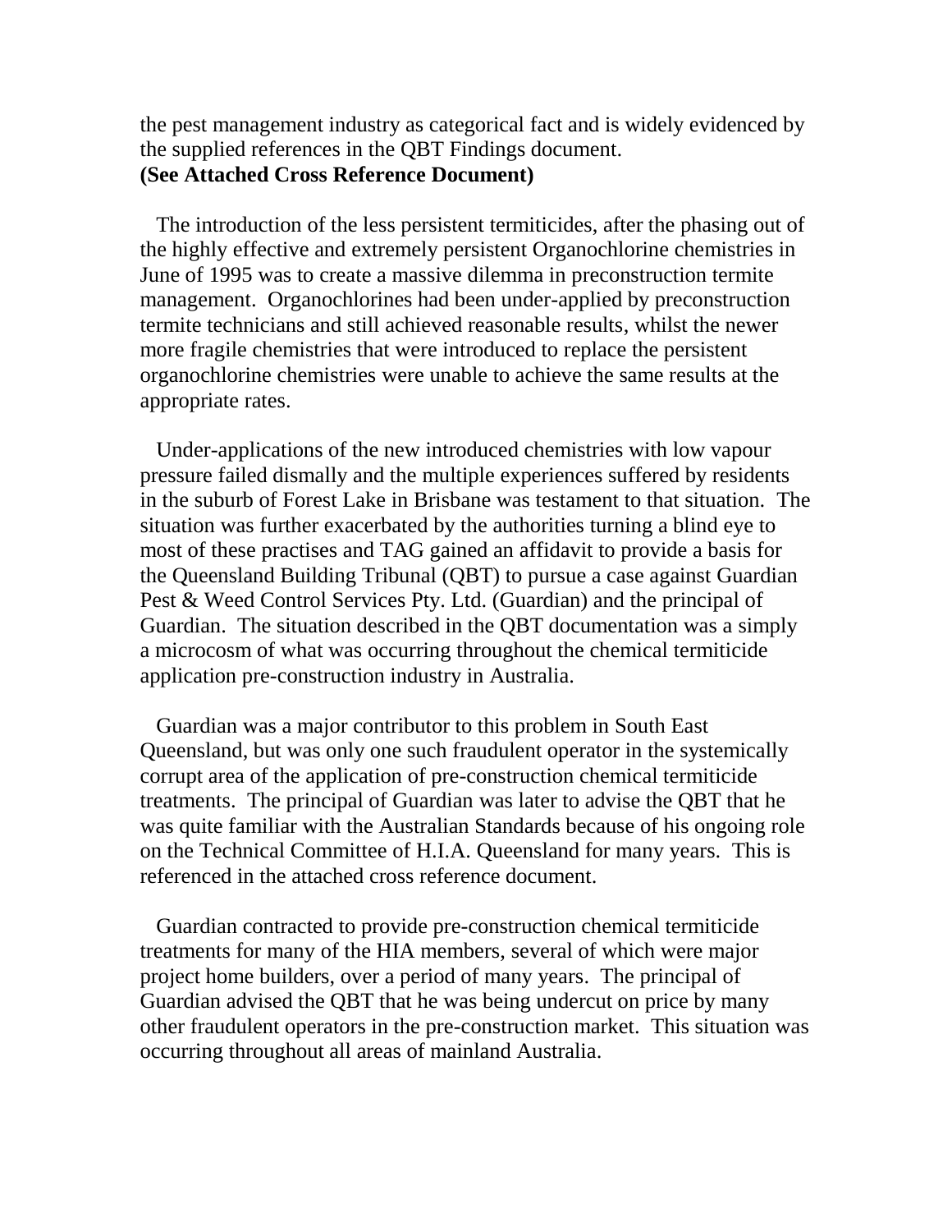the pest management industry as categorical fact and is widely evidenced by the supplied references in the QBT Findings document.
**(See Attached Cross Reference Document)**

The introduction of the less persistent termiticides, after the phasing out of the highly effective and extremely persistent Organochlorine chemistries in June of 1995 was to create a massive dilemma in preconstruction termite management. Organochlorines had been under-applied by preconstruction termite technicians and still achieved reasonable results, whilst the newer more fragile chemistries that were introduced to replace the persistent organochlorine chemistries were unable to achieve the same results at the appropriate rates.

Under-applications of the new introduced chemistries with low vapour pressure failed dismally and the multiple experiences suffered by residents in the suburb of Forest Lake in Brisbane was testament to that situation. The situation was further exacerbated by the authorities turning a blind eye to most of these practises and TAG gained an affidavit to provide a basis for the Queensland Building Tribunal (QBT) to pursue a case against Guardian Pest & Weed Control Services Pty. Ltd. (Guardian) and the principal of Guardian. The situation described in the QBT documentation was a simply a microcosm of what was occurring throughout the chemical termiticide application pre-construction industry in Australia.

Guardian was a major contributor to this problem in South East Queensland, but was only one such fraudulent operator in the systemically corrupt area of the application of pre-construction chemical termiticide treatments. The principal of Guardian was later to advise the QBT that he was quite familiar with the Australian Standards because of his ongoing role on the Technical Committee of H.I.A. Queensland for many years. This is referenced in the attached cross reference document.

Guardian contracted to provide pre-construction chemical termiticide treatments for many of the HIA members, several of which were major project home builders, over a period of many years. The principal of Guardian advised the QBT that he was being undercut on price by many other fraudulent operators in the pre-construction market. This situation was occurring throughout all areas of mainland Australia.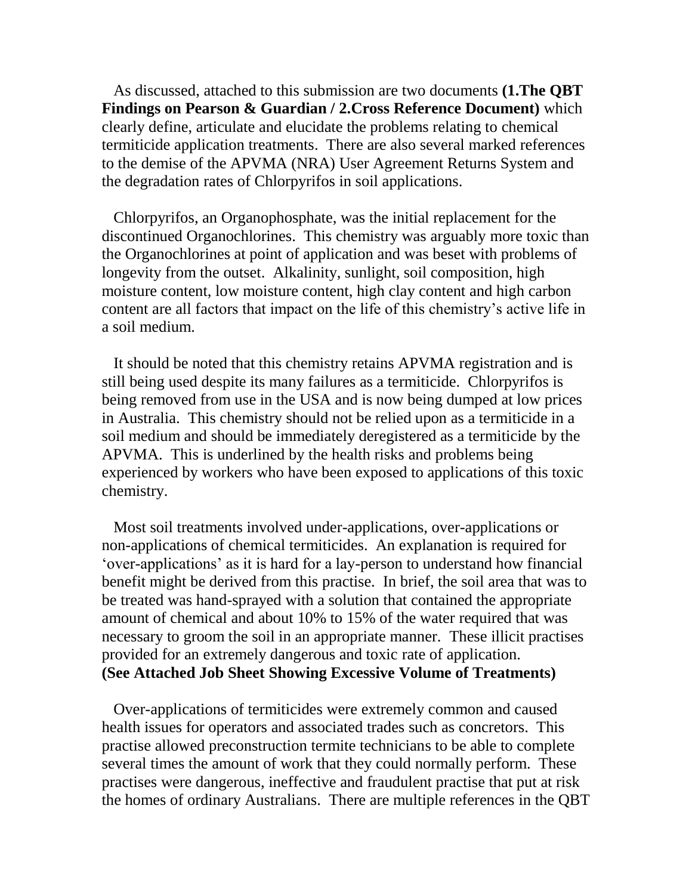As discussed, attached to this submission are two documents **(1.The QBT Findings on Pearson & Guardian / 2.Cross Reference Document)** which clearly define, articulate and elucidate the problems relating to chemical termiticide application treatments. There are also several marked references to the demise of the APVMA (NRA) User Agreement Returns System and the degradation rates of Chlorpyrifos in soil applications.

Chlorpyrifos, an Organophosphate, was the initial replacement for the discontinued Organochlorines. This chemistry was arguably more toxic than the Organochlorines at point of application and was beset with problems of longevity from the outset. Alkalinity, sunlight, soil composition, high moisture content, low moisture content, high clay content and high carbon content are all factors that impact on the life of this chemistry's active life in a soil medium.

It should be noted that this chemistry retains APVMA registration and is still being used despite its many failures as a termiticide. Chlorpyrifos is being removed from use in the USA and is now being dumped at low prices in Australia. This chemistry should not be relied upon as a termiticide in a soil medium and should be immediately deregistered as a termiticide by the APVMA. This is underlined by the health risks and problems being experienced by workers who have been exposed to applications of this toxic chemistry.

Most soil treatments involved under-applications, over-applications or non-applications of chemical termiticides. An explanation is required for 'over-applications' as it is hard for a lay-person to understand how financial benefit might be derived from this practise. In brief, the soil area that was to be treated was hand-sprayed with a solution that contained the appropriate amount of chemical and about 10% to 15% of the water required that was necessary to groom the soil in an appropriate manner. These illicit practises provided for an extremely dangerous and toxic rate of application. **(See Attached Job Sheet Showing Excessive Volume of Treatments)**

Over-applications of termiticides were extremely common and caused health issues for operators and associated trades such as concretors. This practise allowed preconstruction termite technicians to be able to complete several times the amount of work that they could normally perform. These practises were dangerous, ineffective and fraudulent practise that put at risk the homes of ordinary Australians. There are multiple references in the QBT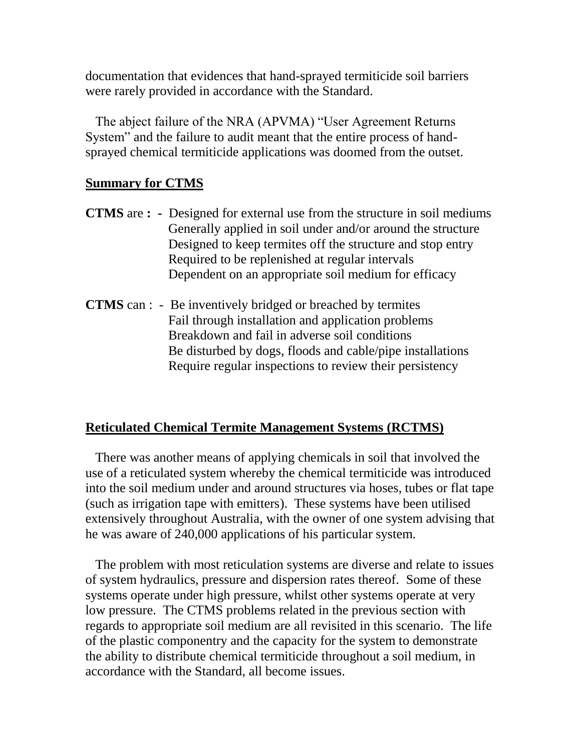documentation that evidences that hand-sprayed termiticide soil barriers were rarely provided in accordance with the Standard.

The abject failure of the NRA (APVMA) "User Agreement Returns System" and the failure to audit meant that the entire process of hand-sprayed chemical termiticide applications was doomed from the outset.

**Summary for CTMS**

**CTMS** are **:** - Designed for external use from the structure in soil mediums
Generally applied in soil under and/or around the structure
Designed to keep termites off the structure and stop entry
Required to be replenished at regular intervals
Dependent on an appropriate soil medium for efficacy

**CTMS** can : - Be inventively bridged or breached by termites
Fail through installation and application problems
Breakdown and fail in adverse soil conditions
Be disturbed by dogs, floods and cable/pipe installations
Require regular inspections to review their persistency

**Reticulated Chemical Termite Management Systems (RCTMS)**

There was another means of applying chemicals in soil that involved the use of a reticulated system whereby the chemical termiticide was introduced into the soil medium under and around structures via hoses, tubes or flat tape (such as irrigation tape with emitters). These systems have been utilised extensively throughout Australia, with the owner of one system advising that he was aware of 240,000 applications of his particular system.

The problem with most reticulation systems are diverse and relate to issues of system hydraulics, pressure and dispersion rates thereof. Some of these systems operate under high pressure, whilst other systems operate at very low pressure. The CTMS problems related in the previous section with regards to appropriate soil medium are all revisited in this scenario. The life of the plastic componentry and the capacity for the system to demonstrate the ability to distribute chemical termiticide throughout a soil medium, in accordance with the Standard, all become issues.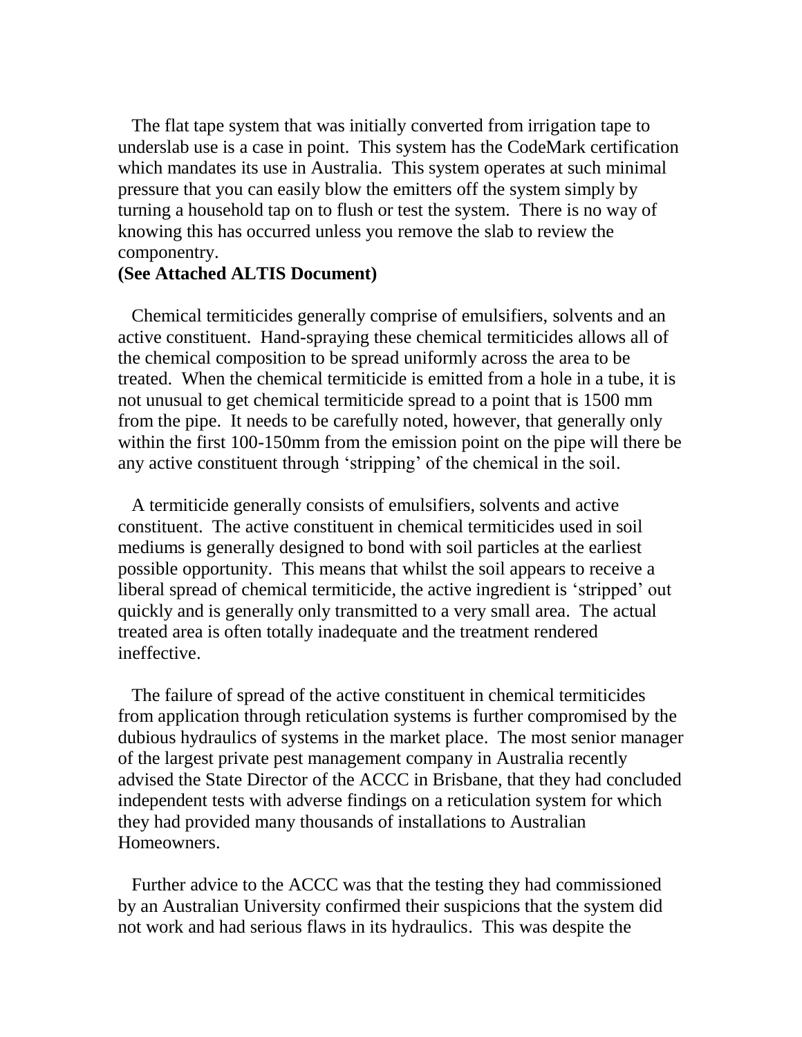The flat tape system that was initially converted from irrigation tape to underslab use is a case in point. This system has the CodeMark certification which mandates its use in Australia. This system operates at such minimal pressure that you can easily blow the emitters off the system simply by turning a household tap on to flush or test the system. There is no way of knowing this has occurred unless you remove the slab to review the componentry.

**(See Attached ALTIS Document)**

Chemical termiticides generally comprise of emulsifiers, solvents and an active constituent. Hand-spraying these chemical termiticides allows all of the chemical composition to be spread uniformly across the area to be treated. When the chemical termiticide is emitted from a hole in a tube, it is not unusual to get chemical termiticide spread to a point that is 1500 mm from the pipe. It needs to be carefully noted, however, that generally only within the first 100-150mm from the emission point on the pipe will there be any active constituent through 'stripping' of the chemical in the soil.

A termiticide generally consists of emulsifiers, solvents and active constituent. The active constituent in chemical termiticides used in soil mediums is generally designed to bond with soil particles at the earliest possible opportunity. This means that whilst the soil appears to receive a liberal spread of chemical termiticide, the active ingredient is 'stripped' out quickly and is generally only transmitted to a very small area. The actual treated area is often totally inadequate and the treatment rendered ineffective.

The failure of spread of the active constituent in chemical termiticides from application through reticulation systems is further compromised by the dubious hydraulics of systems in the market place. The most senior manager of the largest private pest management company in Australia recently advised the State Director of the ACCC in Brisbane, that they had concluded independent tests with adverse findings on a reticulation system for which they had provided many thousands of installations to Australian Homeowners.

Further advice to the ACCC was that the testing they had commissioned by an Australian University confirmed their suspicions that the system did not work and had serious flaws in its hydraulics. This was despite the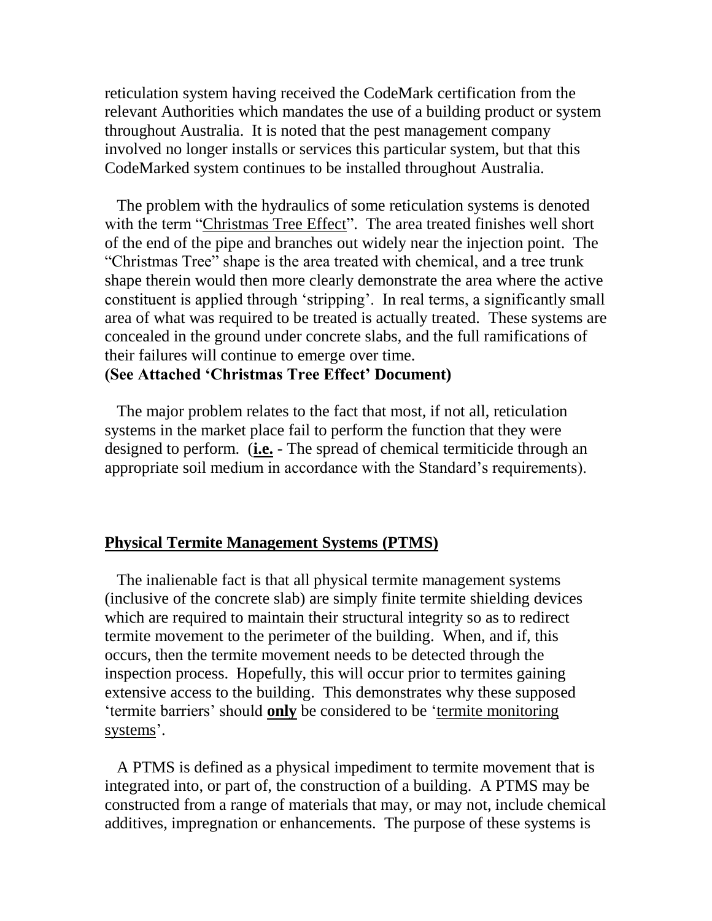reticulation system having received the CodeMark certification from the relevant Authorities which mandates the use of a building product or system throughout Australia. It is noted that the pest management company involved no longer installs or services this particular system, but that this CodeMarked system continues to be installed throughout Australia.

The problem with the hydraulics of some reticulation systems is denoted with the term "Christmas Tree Effect". The area treated finishes well short of the end of the pipe and branches out widely near the injection point. The "Christmas Tree" shape is the area treated with chemical, and a tree trunk shape therein would then more clearly demonstrate the area where the active constituent is applied through 'stripping'. In real terms, a significantly small area of what was required to be treated is actually treated. These systems are concealed in the ground under concrete slabs, and the full ramifications of their failures will continue to emerge over time.

**(See Attached 'Christmas Tree Effect' Document)**

The major problem relates to the fact that most, if not all, reticulation systems in the market place fail to perform the function that they were designed to perform. (**i.e.** - The spread of chemical termiticide through an appropriate soil medium in accordance with the Standard's requirements).

## Physical Termite Management Systems (PTMS)

The inalienable fact is that all physical termite management systems (inclusive of the concrete slab) are simply finite termite shielding devices which are required to maintain their structural integrity so as to redirect termite movement to the perimeter of the building. When, and if, this occurs, then the termite movement needs to be detected through the inspection process. Hopefully, this will occur prior to termites gaining extensive access to the building. This demonstrates why these supposed 'termite barriers' should **only** be considered to be 'termite monitoring systems'.

A PTMS is defined as a physical impediment to termite movement that is integrated into, or part of, the construction of a building. A PTMS may be constructed from a range of materials that may, or may not, include chemical additives, impregnation or enhancements. The purpose of these systems is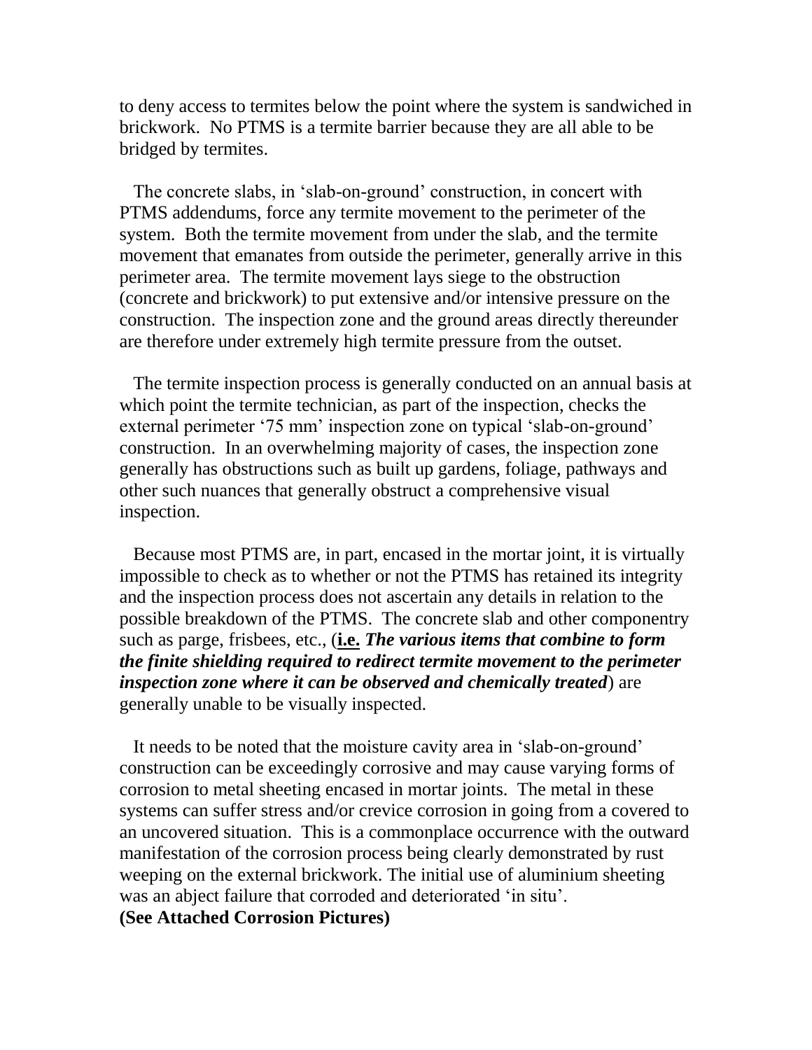to deny access to termites below the point where the system is sandwiched in brickwork. No PTMS is a termite barrier because they are all able to be bridged by termites.

The concrete slabs, in 'slab-on-ground' construction, in concert with PTMS addendums, force any termite movement to the perimeter of the system. Both the termite movement from under the slab, and the termite movement that emanates from outside the perimeter, generally arrive in this perimeter area. The termite movement lays siege to the obstruction (concrete and brickwork) to put extensive and/or intensive pressure on the construction. The inspection zone and the ground areas directly thereunder are therefore under extremely high termite pressure from the outset.

The termite inspection process is generally conducted on an annual basis at which point the termite technician, as part of the inspection, checks the external perimeter '75 mm' inspection zone on typical 'slab-on-ground' construction. In an overwhelming majority of cases, the inspection zone generally has obstructions such as built up gardens, foliage, pathways and other such nuances that generally obstruct a comprehensive visual inspection.

Because most PTMS are, in part, encased in the mortar joint, it is virtually impossible to check as to whether or not the PTMS has retained its integrity and the inspection process does not ascertain any details in relation to the possible breakdown of the PTMS. The concrete slab and other componentry such as parge, frisbees, etc., (**i.e.** ***The various items that combine to form the finite shielding required to redirect termite movement to the perimeter inspection zone where it can be observed and chemically treated***) are generally unable to be visually inspected.

It needs to be noted that the moisture cavity area in 'slab-on-ground' construction can be exceedingly corrosive and may cause varying forms of corrosion to metal sheeting encased in mortar joints. The metal in these systems can suffer stress and/or crevice corrosion in going from a covered to an uncovered situation. This is a commonplace occurrence with the outward manifestation of the corrosion process being clearly demonstrated by rust weeping on the external brickwork. The initial use of aluminium sheeting was an abject failure that corroded and deteriorated 'in situ'.
**(See Attached Corrosion Pictures)**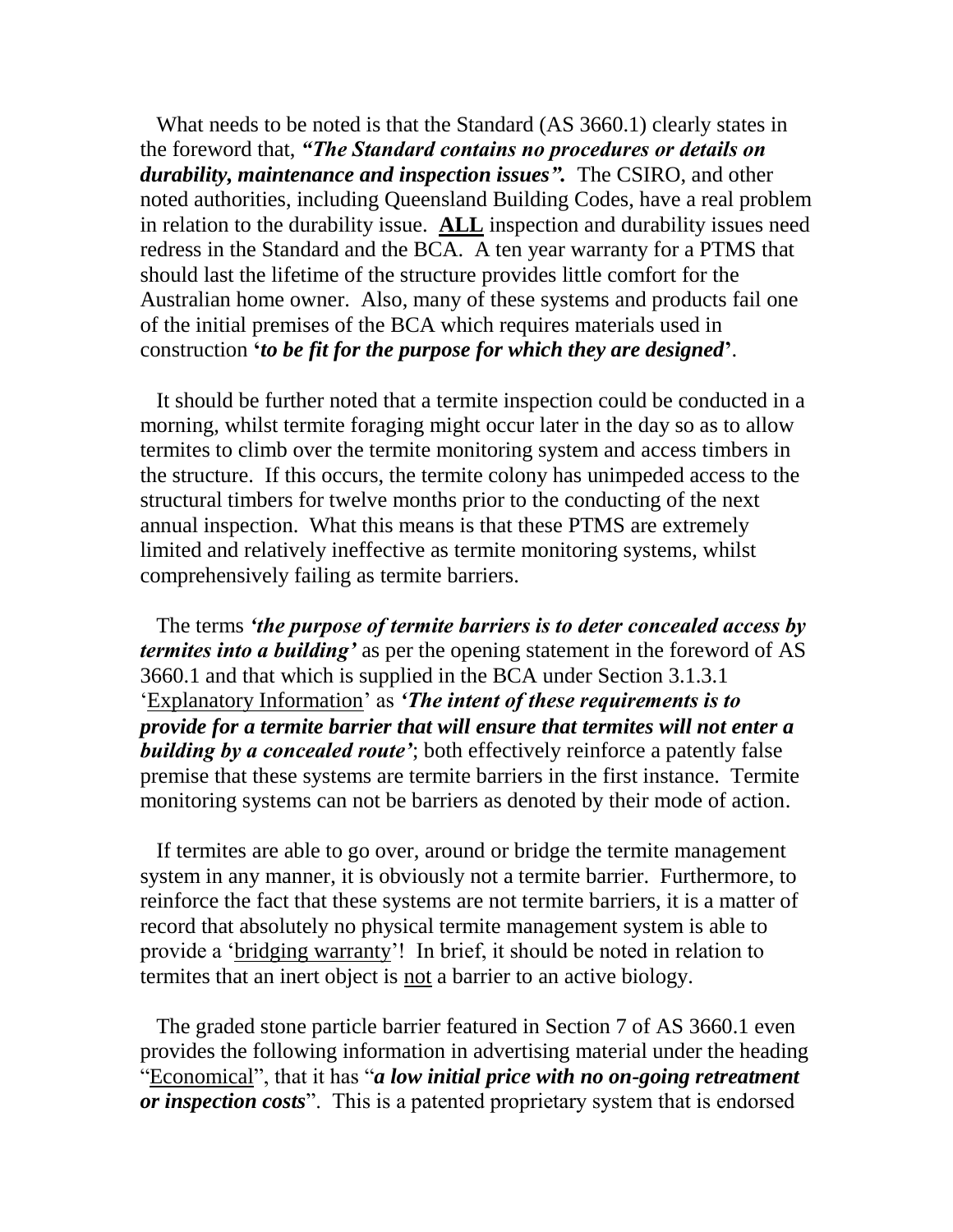What needs to be noted is that the Standard (AS 3660.1) clearly states in the foreword that, ***"The Standard contains no procedures or details on durability, maintenance and inspection issues".*** The CSIRO, and other noted authorities, including Queensland Building Codes, have a real problem in relation to the durability issue. **<u>ALL</u>** inspection and durability issues need redress in the Standard and the BCA. A ten year warranty for a PTMS that should last the lifetime of the structure provides little comfort for the Australian home owner. Also, many of these systems and products fail one of the initial premises of the BCA which requires materials used in construction '***to be fit for the purpose for which they are designed***'.

It should be further noted that a termite inspection could be conducted in a morning, whilst termite foraging might occur later in the day so as to allow termites to climb over the termite monitoring system and access timbers in the structure. If this occurs, the termite colony has unimpeded access to the structural timbers for twelve months prior to the conducting of the next annual inspection. What this means is that these PTMS are extremely limited and relatively ineffective as termite monitoring systems, whilst comprehensively failing as termite barriers.

The terms ***'the purpose of termite barriers is to deter concealed access by termites into a building'*** as per the opening statement in the foreword of AS 3660.1 and that which is supplied in the BCA under Section 3.1.3.1 '<u>Explanatory Information</u>' as ***'The intent of these requirements is to provide for a termite barrier that will ensure that termites will not enter a building by a concealed route'***; both effectively reinforce a patently false premise that these systems are termite barriers in the first instance. Termite monitoring systems can not be barriers as denoted by their mode of action.

If termites are able to go over, around or bridge the termite management system in any manner, it is obviously not a termite barrier. Furthermore, to reinforce the fact that these systems are not termite barriers, it is a matter of record that absolutely no physical termite management system is able to provide a '<u>bridging warranty</u>'! In brief, it should be noted in relation to termites that an inert object is <u>not</u> a barrier to an active biology.

The graded stone particle barrier featured in Section 7 of AS 3660.1 even provides the following information in advertising material under the heading "<u>Economical</u>", that it has "***a low initial price with no on-going retreatment or inspection costs***". This is a patented proprietary system that is endorsed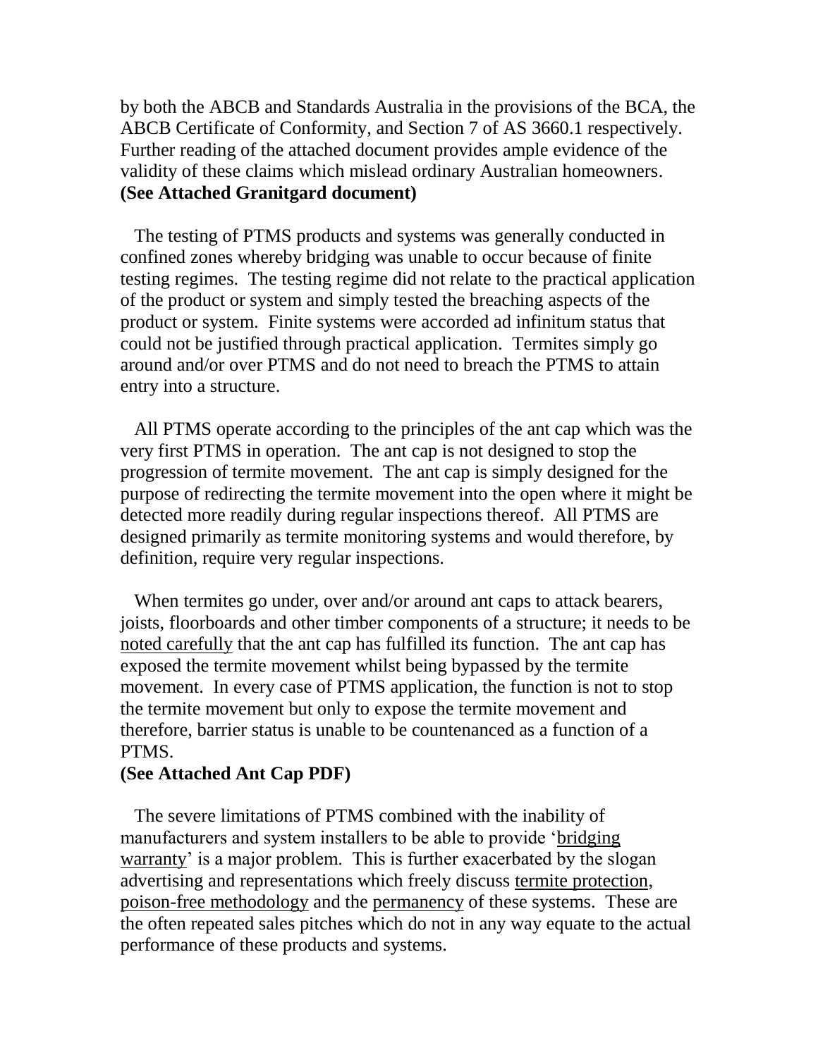by both the ABCB and Standards Australia in the provisions of the BCA, the ABCB Certificate of Conformity, and Section 7 of AS 3660.1 respectively. Further reading of the attached document provides ample evidence of the validity of these claims which mislead ordinary Australian homeowners.
**(See Attached Granitgard document)**

The testing of PTMS products and systems was generally conducted in confined zones whereby bridging was unable to occur because of finite testing regimes. The testing regime did not relate to the practical application of the product or system and simply tested the breaching aspects of the product or system. Finite systems were accorded ad infinitum status that could not be justified through practical application. Termites simply go around and/or over PTMS and do not need to breach the PTMS to attain entry into a structure.

All PTMS operate according to the principles of the ant cap which was the very first PTMS in operation. The ant cap is not designed to stop the progression of termite movement. The ant cap is simply designed for the purpose of redirecting the termite movement into the open where it might be detected more readily during regular inspections thereof. All PTMS are designed primarily as termite monitoring systems and would therefore, by definition, require very regular inspections.

When termites go under, over and/or around ant caps to attack bearers, joists, floorboards and other timber components of a structure; it needs to be noted carefully that the ant cap has fulfilled its function. The ant cap has exposed the termite movement whilst being bypassed by the termite movement. In every case of PTMS application, the function is not to stop the termite movement but only to expose the termite movement and therefore, barrier status is unable to be countenanced as a function of a PTMS.
**(See Attached Ant Cap PDF)**

The severe limitations of PTMS combined with the inability of manufacturers and system installers to be able to provide 'bridging warranty' is a major problem. This is further exacerbated by the slogan advertising and representations which freely discuss termite protection, poison-free methodology and the permanency of these systems. These are the often repeated sales pitches which do not in any way equate to the actual performance of these products and systems.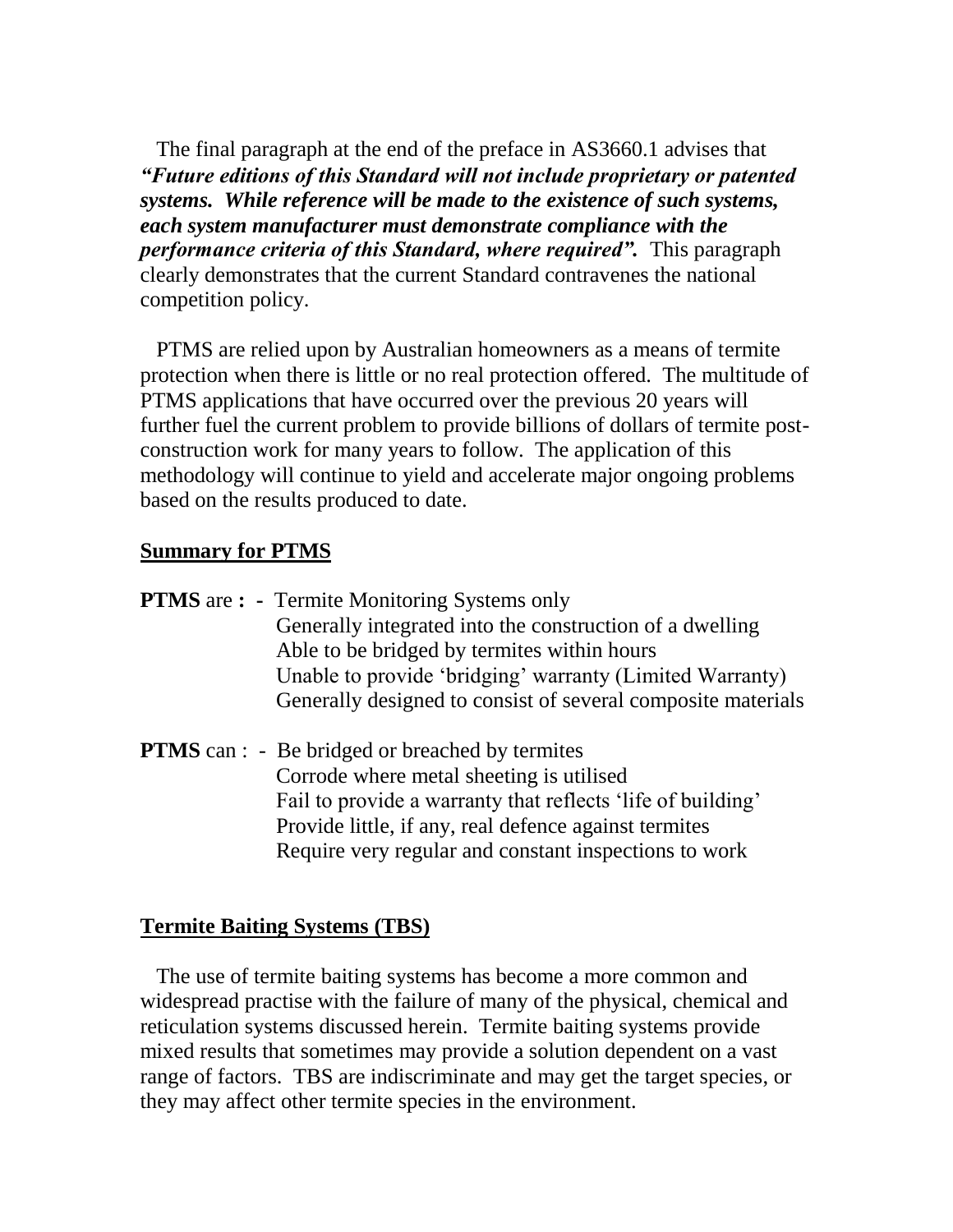The final paragraph at the end of the preface in AS3660.1 advises that ***"Future editions of this Standard will not include proprietary or patented systems. While reference will be made to the existence of such systems, each system manufacturer must demonstrate compliance with the performance criteria of this Standard, where required".*** This paragraph clearly demonstrates that the current Standard contravenes the national competition policy.

PTMS are relied upon by Australian homeowners as a means of termite protection when there is little or no real protection offered. The multitude of PTMS applications that have occurred over the previous 20 years will further fuel the current problem to provide billions of dollars of termite post-construction work for many years to follow. The application of this methodology will continue to yield and accelerate major ongoing problems based on the results produced to date.

**<u>Summary for PTMS</u>**

**PTMS** are **: -** Termite Monitoring Systems only
Generally integrated into the construction of a dwelling
Able to be bridged by termites within hours
Unable to provide 'bridging' warranty (Limited Warranty)
Generally designed to consist of several composite materials

**PTMS** can : - Be bridged or breached by termites
Corrode where metal sheeting is utilised
Fail to provide a warranty that reflects 'life of building'
Provide little, if any, real defence against termites
Require very regular and constant inspections to work

**<u>Termite Baiting Systems (TBS)</u>**

The use of termite baiting systems has become a more common and widespread practise with the failure of many of the physical, chemical and reticulation systems discussed herein. Termite baiting systems provide mixed results that sometimes may provide a solution dependent on a vast range of factors. TBS are indiscriminate and may get the target species, or they may affect other termite species in the environment.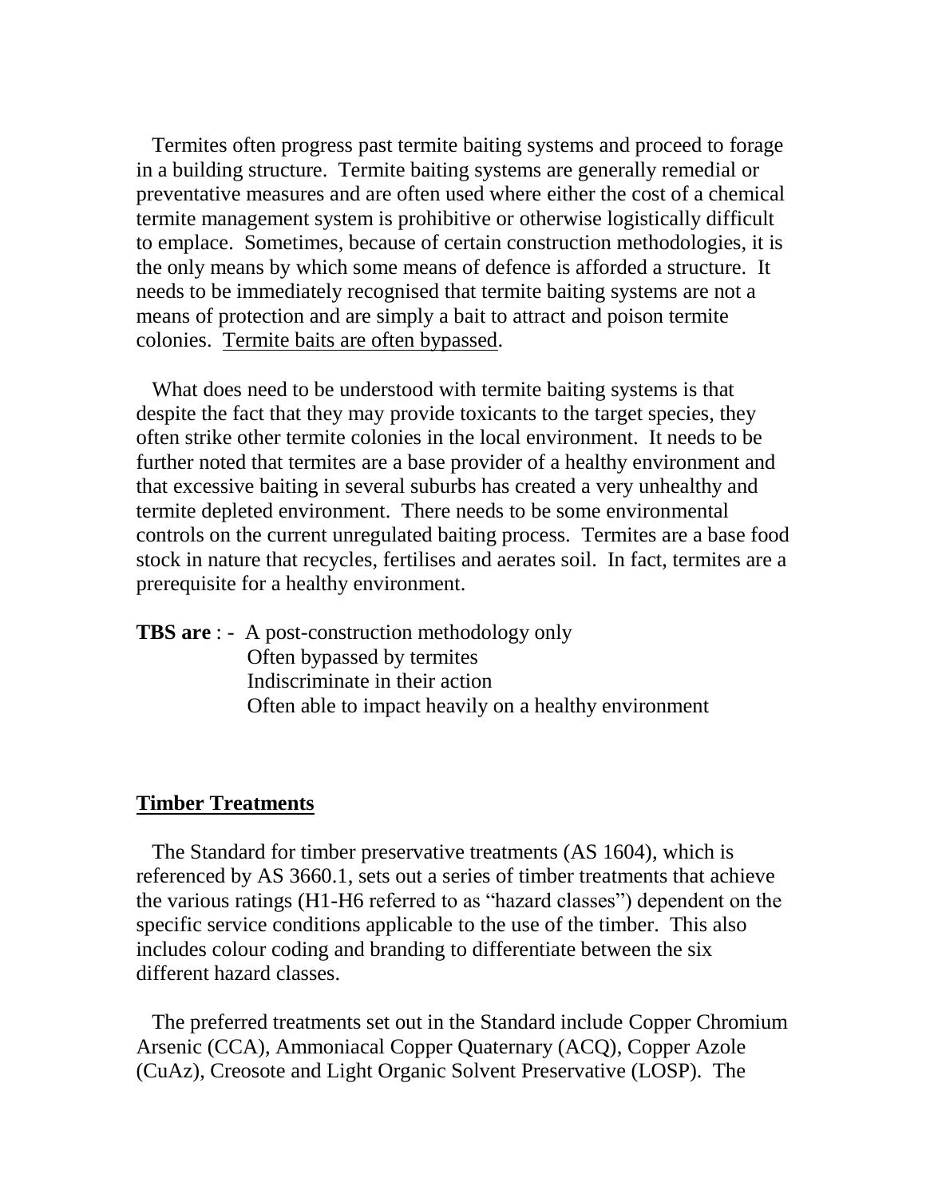Termites often progress past termite baiting systems and proceed to forage in a building structure. Termite baiting systems are generally remedial or preventative measures and are often used where either the cost of a chemical termite management system is prohibitive or otherwise logistically difficult to emplace. Sometimes, because of certain construction methodologies, it is the only means by which some means of defence is afforded a structure. It needs to be immediately recognised that termite baiting systems are not a means of protection and are simply a bait to attract and poison termite colonies. <u>Termite baits are often bypassed</u>.

What does need to be understood with termite baiting systems is that despite the fact that they may provide toxicants to the target species, they often strike other termite colonies in the local environment. It needs to be further noted that termites are a base provider of a healthy environment and that excessive baiting in several suburbs has created a very unhealthy and termite depleted environment. There needs to be some environmental controls on the current unregulated baiting process. Termites are a base food stock in nature that recycles, fertilises and aerates soil. In fact, termites are a prerequisite for a healthy environment.

**TBS are** : - A post-construction methodology only
Often bypassed by termites
Indiscriminate in their action
Often able to impact heavily on a healthy environment

## <u>Timber Treatments</u>

The Standard for timber preservative treatments (AS 1604), which is referenced by AS 3660.1, sets out a series of timber treatments that achieve the various ratings (H1-H6 referred to as "hazard classes") dependent on the specific service conditions applicable to the use of the timber. This also includes colour coding and branding to differentiate between the six different hazard classes.

The preferred treatments set out in the Standard include Copper Chromium Arsenic (CCA), Ammoniacal Copper Quaternary (ACQ), Copper Azole (CuAz), Creosote and Light Organic Solvent Preservative (LOSP). The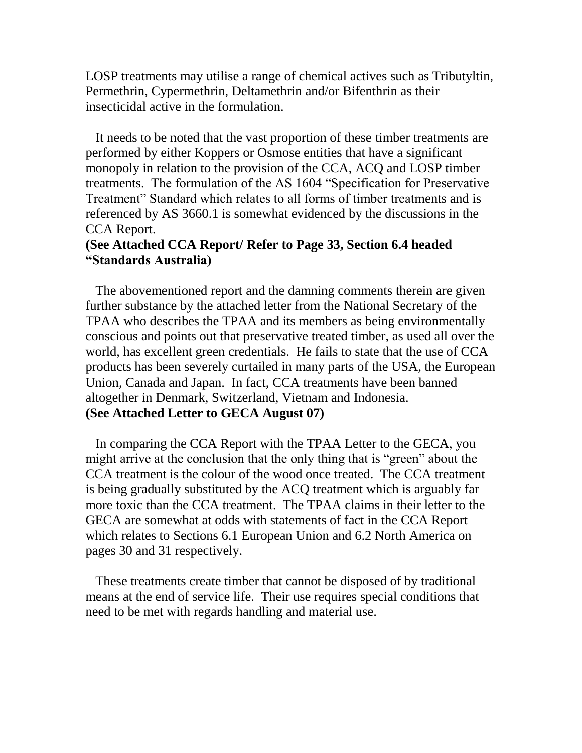LOSP treatments may utilise a range of chemical actives such as Tributyltin, Permethrin, Cypermethrin, Deltamethrin and/or Bifenthrin as their insecticidal active in the formulation.

It needs to be noted that the vast proportion of these timber treatments are performed by either Koppers or Osmose entities that have a significant monopoly in relation to the provision of the CCA, ACQ and LOSP timber treatments. The formulation of the AS 1604 "Specification for Preservative Treatment" Standard which relates to all forms of timber treatments and is referenced by AS 3660.1 is somewhat evidenced by the discussions in the CCA Report.

**(See Attached CCA Report/ Refer to Page 33, Section 6.4 headed "Standards Australia)**

The abovementioned report and the damning comments therein are given further substance by the attached letter from the National Secretary of the TPAA who describes the TPAA and its members as being environmentally conscious and points out that preservative treated timber, as used all over the world, has excellent green credentials. He fails to state that the use of CCA products has been severely curtailed in many parts of the USA, the European Union, Canada and Japan. In fact, CCA treatments have been banned altogether in Denmark, Switzerland, Vietnam and Indonesia.

**(See Attached Letter to GECA August 07)**

In comparing the CCA Report with the TPAA Letter to the GECA, you might arrive at the conclusion that the only thing that is "green" about the CCA treatment is the colour of the wood once treated. The CCA treatment is being gradually substituted by the ACQ treatment which is arguably far more toxic than the CCA treatment. The TPAA claims in their letter to the GECA are somewhat at odds with statements of fact in the CCA Report which relates to Sections 6.1 European Union and 6.2 North America on pages 30 and 31 respectively.

These treatments create timber that cannot be disposed of by traditional means at the end of service life. Their use requires special conditions that need to be met with regards handling and material use.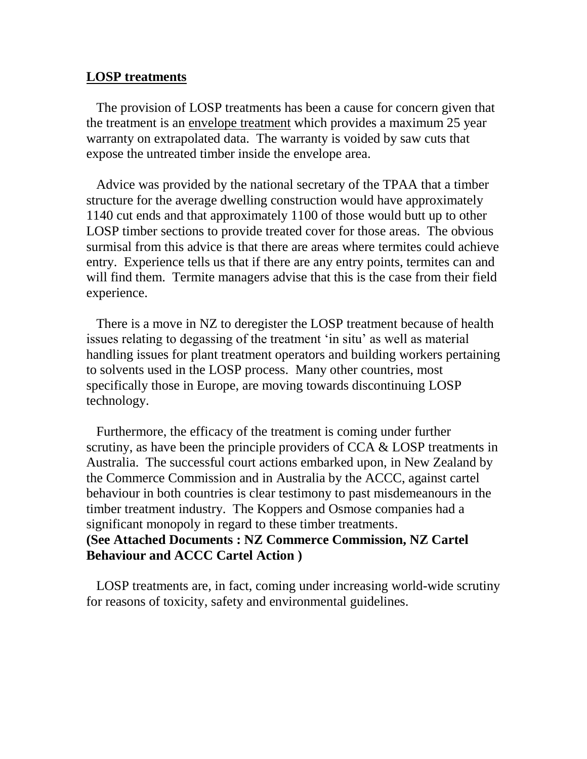## LOSP treatments

The provision of LOSP treatments has been a cause for concern given that the treatment is an <u>envelope treatment</u> which provides a maximum 25 year warranty on extrapolated data. The warranty is voided by saw cuts that expose the untreated timber inside the envelope area.

Advice was provided by the national secretary of the TPAA that a timber structure for the average dwelling construction would have approximately 1140 cut ends and that approximately 1100 of those would butt up to other LOSP timber sections to provide treated cover for those areas. The obvious surmisal from this advice is that there are areas where termites could achieve entry. Experience tells us that if there are any entry points, termites can and will find them. Termite managers advise that this is the case from their field experience.

There is a move in NZ to deregister the LOSP treatment because of health issues relating to degassing of the treatment 'in situ' as well as material handling issues for plant treatment operators and building workers pertaining to solvents used in the LOSP process. Many other countries, most specifically those in Europe, are moving towards discontinuing LOSP technology.

Furthermore, the efficacy of the treatment is coming under further scrutiny, as have been the principle providers of CCA & LOSP treatments in Australia. The successful court actions embarked upon, in New Zealand by the Commerce Commission and in Australia by the ACCC, against cartel behaviour in both countries is clear testimony to past misdemeanours in the timber treatment industry. The Koppers and Osmose companies had a significant monopoly in regard to these timber treatments.
**(See Attached Documents : NZ Commerce Commission, NZ Cartel Behaviour and ACCC Cartel Action )**

LOSP treatments are, in fact, coming under increasing world-wide scrutiny for reasons of toxicity, safety and environmental guidelines.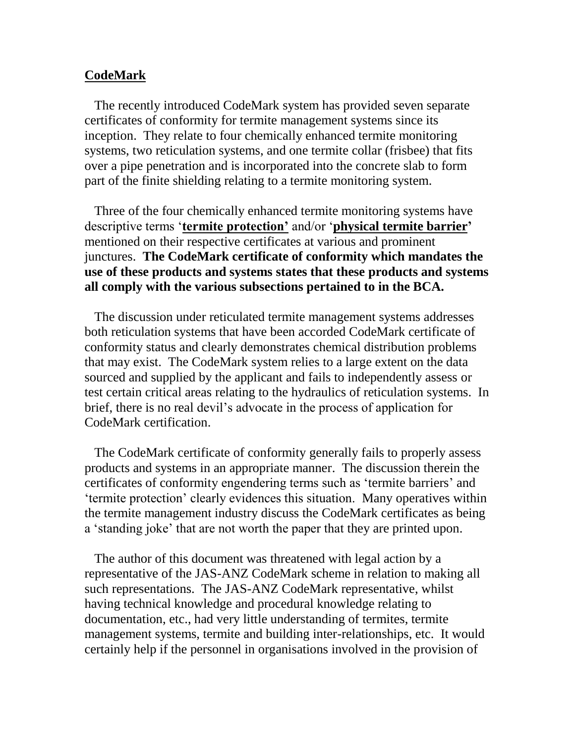**CodeMark**

The recently introduced CodeMark system has provided seven separate certificates of conformity for termite management systems since its inception. They relate to four chemically enhanced termite monitoring systems, two reticulation systems, and one termite collar (frisbee) that fits over a pipe penetration and is incorporated into the concrete slab to form part of the finite shielding relating to a termite monitoring system.

Three of the four chemically enhanced termite monitoring systems have descriptive terms '**termite protection'** and/or '**physical termite barrier'** mentioned on their respective certificates at various and prominent junctures. **The CodeMark certificate of conformity which mandates the use of these products and systems states that these products and systems all comply with the various subsections pertained to in the BCA.**

The discussion under reticulated termite management systems addresses both reticulation systems that have been accorded CodeMark certificate of conformity status and clearly demonstrates chemical distribution problems that may exist. The CodeMark system relies to a large extent on the data sourced and supplied by the applicant and fails to independently assess or test certain critical areas relating to the hydraulics of reticulation systems. In brief, there is no real devil's advocate in the process of application for CodeMark certification.

The CodeMark certificate of conformity generally fails to properly assess products and systems in an appropriate manner. The discussion therein the certificates of conformity engendering terms such as 'termite barriers' and 'termite protection' clearly evidences this situation. Many operatives within the termite management industry discuss the CodeMark certificates as being a 'standing joke' that are not worth the paper that they are printed upon.

The author of this document was threatened with legal action by a representative of the JAS-ANZ CodeMark scheme in relation to making all such representations. The JAS-ANZ CodeMark representative, whilst having technical knowledge and procedural knowledge relating to documentation, etc., had very little understanding of termites, termite management systems, termite and building inter-relationships, etc. It would certainly help if the personnel in organisations involved in the provision of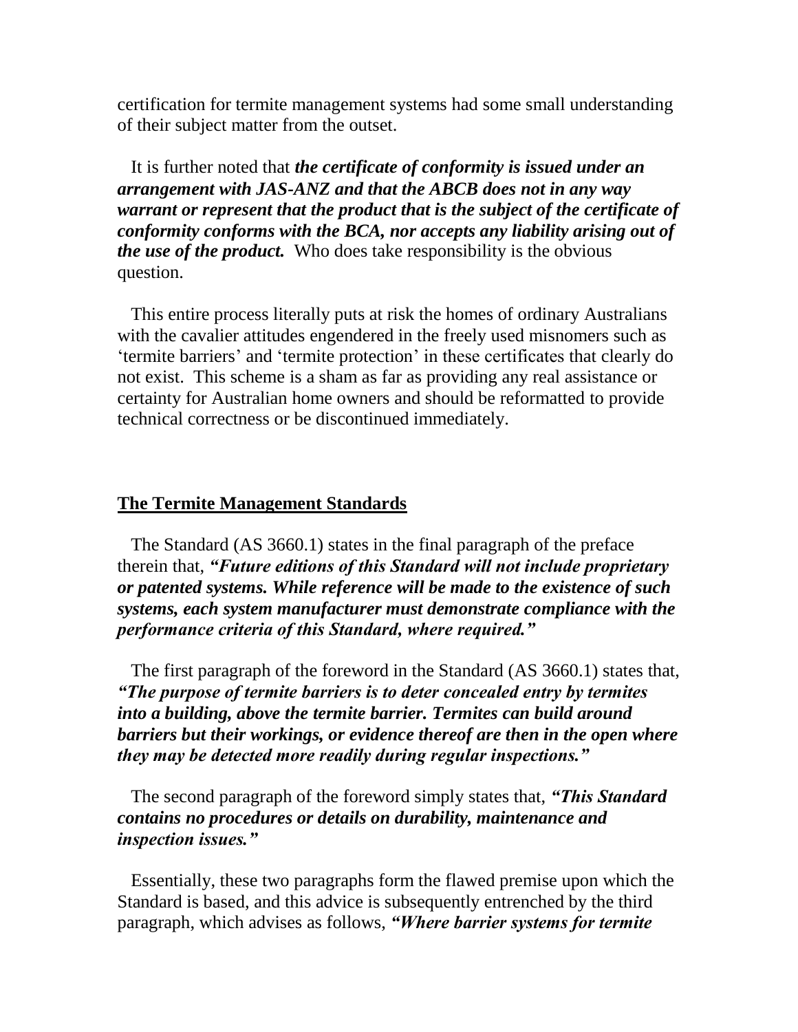certification for termite management systems had some small understanding of their subject matter from the outset.

It is further noted that ***the certificate of conformity is issued under an arrangement with JAS-ANZ and that the ABCB does not in any way warrant or represent that the product that is the subject of the certificate of conformity conforms with the BCA, nor accepts any liability arising out of the use of the product.*** Who does take responsibility is the obvious question.

This entire process literally puts at risk the homes of ordinary Australians with the cavalier attitudes engendered in the freely used misnomers such as 'termite barriers' and 'termite protection' in these certificates that clearly do not exist. This scheme is a sham as far as providing any real assistance or certainty for Australian home owners and should be reformatted to provide technical correctness or be discontinued immediately.

## The Termite Management Standards

The Standard (AS 3660.1) states in the final paragraph of the preface therein that, ***"Future editions of this Standard will not include proprietary or patented systems. While reference will be made to the existence of such systems, each system manufacturer must demonstrate compliance with the performance criteria of this Standard, where required."***

The first paragraph of the foreword in the Standard (AS 3660.1) states that, ***"The purpose of termite barriers is to deter concealed entry by termites into a building, above the termite barrier. Termites can build around barriers but their workings, or evidence thereof are then in the open where they may be detected more readily during regular inspections."***

The second paragraph of the foreword simply states that, ***"This Standard contains no procedures or details on durability, maintenance and inspection issues."***

Essentially, these two paragraphs form the flawed premise upon which the Standard is based, and this advice is subsequently entrenched by the third paragraph, which advises as follows, ***"Where barrier systems for termite***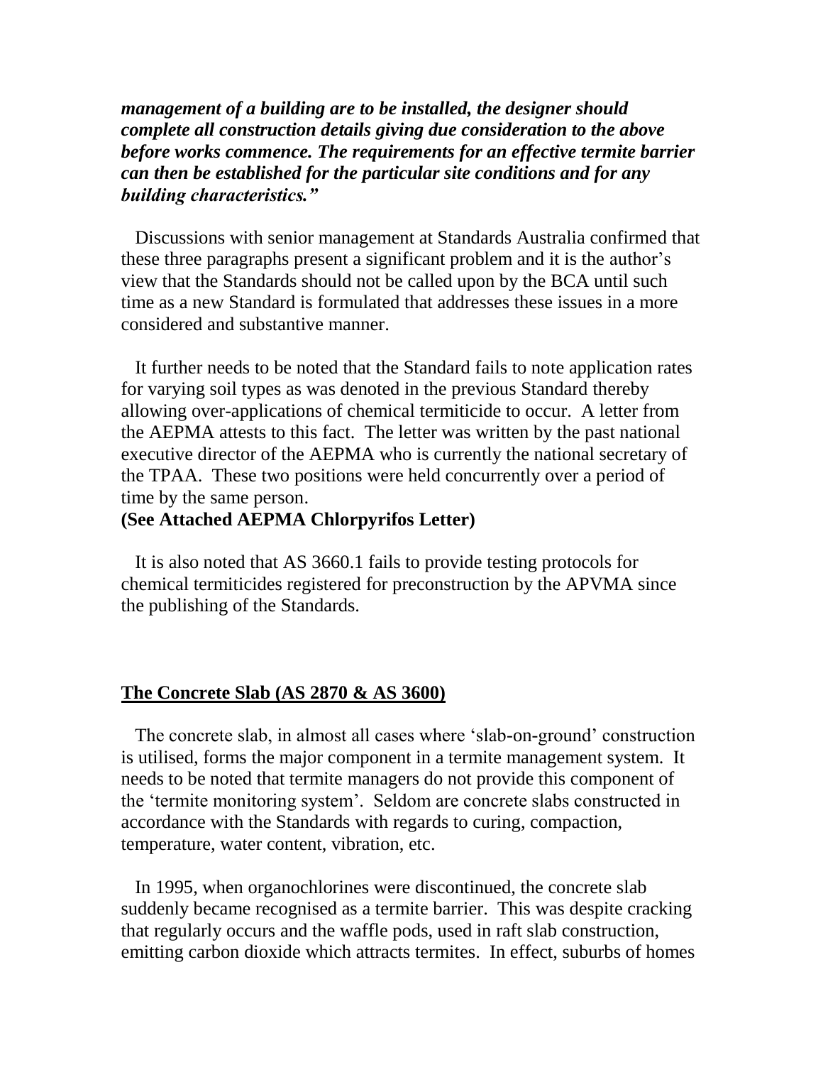***management of a building are to be installed, the designer should complete all construction details giving due consideration to the above before works commence. The requirements for an effective termite barrier can then be established for the particular site conditions and for any building characteristics."***

Discussions with senior management at Standards Australia confirmed that these three paragraphs present a significant problem and it is the author's view that the Standards should not be called upon by the BCA until such time as a new Standard is formulated that addresses these issues in a more considered and substantive manner.

It further needs to be noted that the Standard fails to note application rates for varying soil types as was denoted in the previous Standard thereby allowing over-applications of chemical termiticide to occur. A letter from the AEPMA attests to this fact. The letter was written by the past national executive director of the AEPMA who is currently the national secretary of the TPAA. These two positions were held concurrently over a period of time by the same person.

**(See Attached AEPMA Chlorpyrifos Letter)**

It is also noted that AS 3660.1 fails to provide testing protocols for chemical termiticides registered for preconstruction by the APVMA since the publishing of the Standards.

## The Concrete Slab (AS 2870 & AS 3600)

The concrete slab, in almost all cases where 'slab-on-ground' construction is utilised, forms the major component in a termite management system. It needs to be noted that termite managers do not provide this component of the 'termite monitoring system'. Seldom are concrete slabs constructed in accordance with the Standards with regards to curing, compaction, temperature, water content, vibration, etc.

In 1995, when organochlorines were discontinued, the concrete slab suddenly became recognised as a termite barrier. This was despite cracking that regularly occurs and the waffle pods, used in raft slab construction, emitting carbon dioxide which attracts termites. In effect, suburbs of homes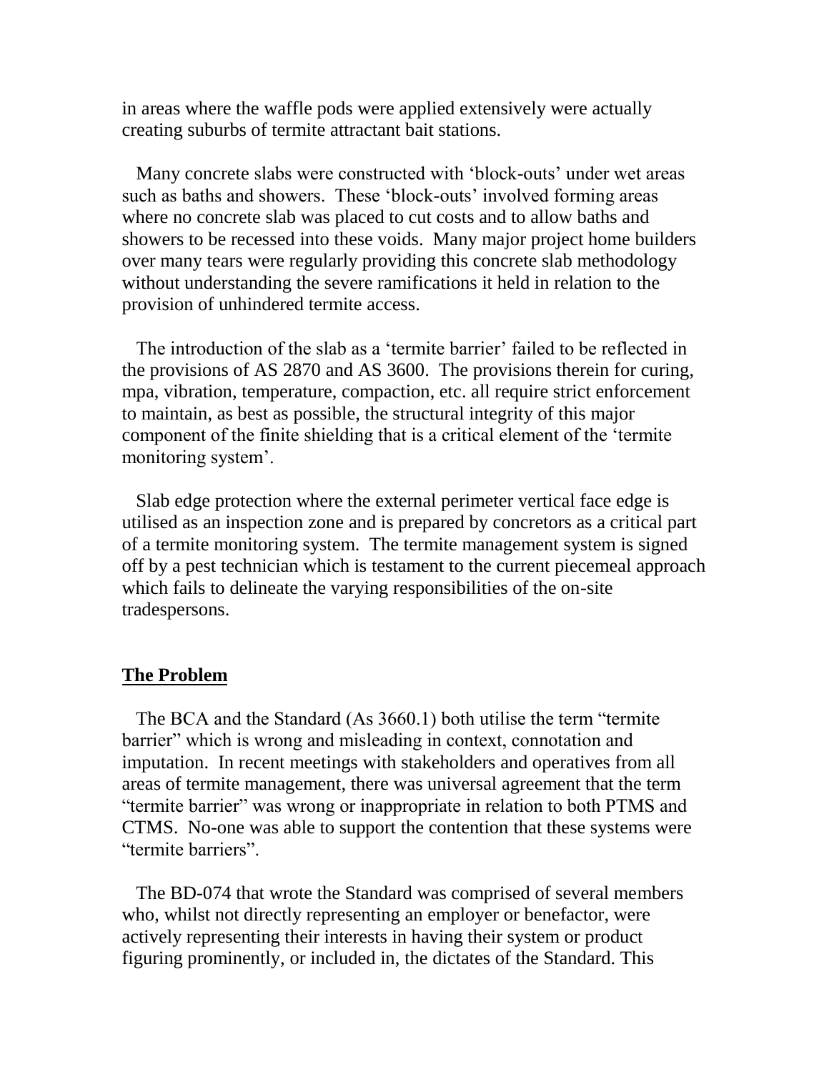in areas where the waffle pods were applied extensively were actually creating suburbs of termite attractant bait stations.

Many concrete slabs were constructed with 'block-outs' under wet areas such as baths and showers. These 'block-outs' involved forming areas where no concrete slab was placed to cut costs and to allow baths and showers to be recessed into these voids. Many major project home builders over many tears were regularly providing this concrete slab methodology without understanding the severe ramifications it held in relation to the provision of unhindered termite access.

The introduction of the slab as a 'termite barrier' failed to be reflected in the provisions of AS 2870 and AS 3600. The provisions therein for curing, mpa, vibration, temperature, compaction, etc. all require strict enforcement to maintain, as best as possible, the structural integrity of this major component of the finite shielding that is a critical element of the 'termite monitoring system'.

Slab edge protection where the external perimeter vertical face edge is utilised as an inspection zone and is prepared by concretors as a critical part of a termite monitoring system. The termite management system is signed off by a pest technician which is testament to the current piecemeal approach which fails to delineate the varying responsibilities of the on-site tradespersons.

## The Problem

The BCA and the Standard (As 3660.1) both utilise the term "termite barrier" which is wrong and misleading in context, connotation and imputation. In recent meetings with stakeholders and operatives from all areas of termite management, there was universal agreement that the term "termite barrier" was wrong or inappropriate in relation to both PTMS and CTMS. No-one was able to support the contention that these systems were "termite barriers".

The BD-074 that wrote the Standard was comprised of several members who, whilst not directly representing an employer or benefactor, were actively representing their interests in having their system or product figuring prominently, or included in, the dictates of the Standard. This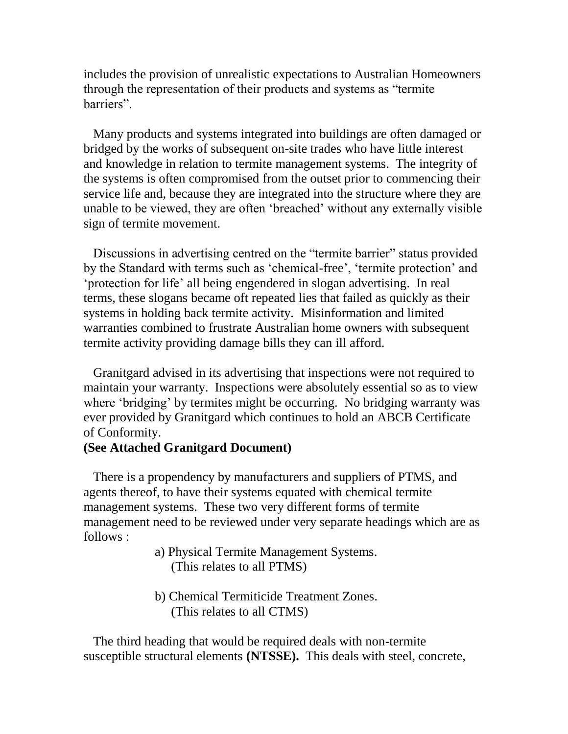includes the provision of unrealistic expectations to Australian Homeowners through the representation of their products and systems as "termite barriers".

Many products and systems integrated into buildings are often damaged or bridged by the works of subsequent on-site trades who have little interest and knowledge in relation to termite management systems. The integrity of the systems is often compromised from the outset prior to commencing their service life and, because they are integrated into the structure where they are unable to be viewed, they are often 'breached' without any externally visible sign of termite movement.

Discussions in advertising centred on the "termite barrier" status provided by the Standard with terms such as 'chemical-free', 'termite protection' and 'protection for life' all being engendered in slogan advertising. In real terms, these slogans became oft repeated lies that failed as quickly as their systems in holding back termite activity. Misinformation and limited warranties combined to frustrate Australian home owners with subsequent termite activity providing damage bills they can ill afford.

Granitgard advised in its advertising that inspections were not required to maintain your warranty. Inspections were absolutely essential so as to view where 'bridging' by termites might be occurring. No bridging warranty was ever provided by Granitgard which continues to hold an ABCB Certificate of Conformity.

**(See Attached Granitgard Document)**

There is a propendency by manufacturers and suppliers of PTMS, and agents thereof, to have their systems equated with chemical termite management systems. These two very different forms of termite management need to be reviewed under very separate headings which are as follows :

a) Physical Termite Management Systems.
(This relates to all PTMS)

b) Chemical Termiticide Treatment Zones.
(This relates to all CTMS)

The third heading that would be required deals with non-termite susceptible structural elements **(NTSSE).** This deals with steel, concrete,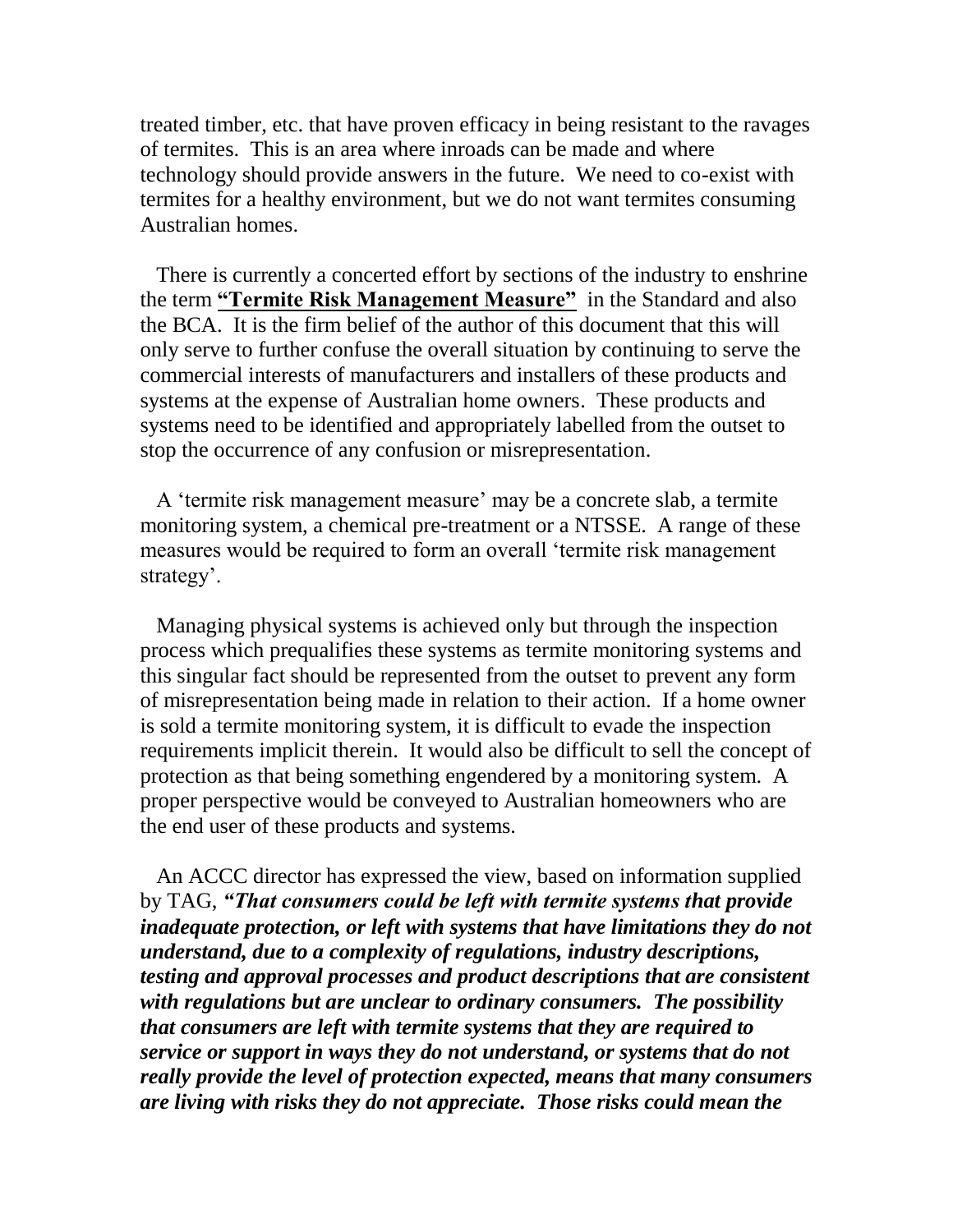treated timber, etc. that have proven efficacy in being resistant to the ravages of termites. This is an area where inroads can be made and where technology should provide answers in the future. We need to co-exist with termites for a healthy environment, but we do not want termites consuming Australian homes.

There is currently a concerted effort by sections of the industry to enshrine the term **<u>"Termite Risk Management Measure"</u>** in the Standard and also the BCA. It is the firm belief of the author of this document that this will only serve to further confuse the overall situation by continuing to serve the commercial interests of manufacturers and installers of these products and systems at the expense of Australian home owners. These products and systems need to be identified and appropriately labelled from the outset to stop the occurrence of any confusion or misrepresentation.

A 'termite risk management measure' may be a concrete slab, a termite monitoring system, a chemical pre-treatment or a NTSSE. A range of these measures would be required to form an overall 'termite risk management strategy'.

Managing physical systems is achieved only but through the inspection process which prequalifies these systems as termite monitoring systems and this singular fact should be represented from the outset to prevent any form of misrepresentation being made in relation to their action. If a home owner is sold a termite monitoring system, it is difficult to evade the inspection requirements implicit therein. It would also be difficult to sell the concept of protection as that being something engendered by a monitoring system. A proper perspective would be conveyed to Australian homeowners who are the end user of these products and systems.

An ACCC director has expressed the view, based on information supplied by TAG, ***"That consumers could be left with termite systems that provide inadequate protection, or left with systems that have limitations they do not understand, due to a complexity of regulations, industry descriptions, testing and approval processes and product descriptions that are consistent with regulations but are unclear to ordinary consumers. The possibility that consumers are left with termite systems that they are required to service or support in ways they do not understand, or systems that do not really provide the level of protection expected, means that many consumers are living with risks they do not appreciate. Those risks could mean the***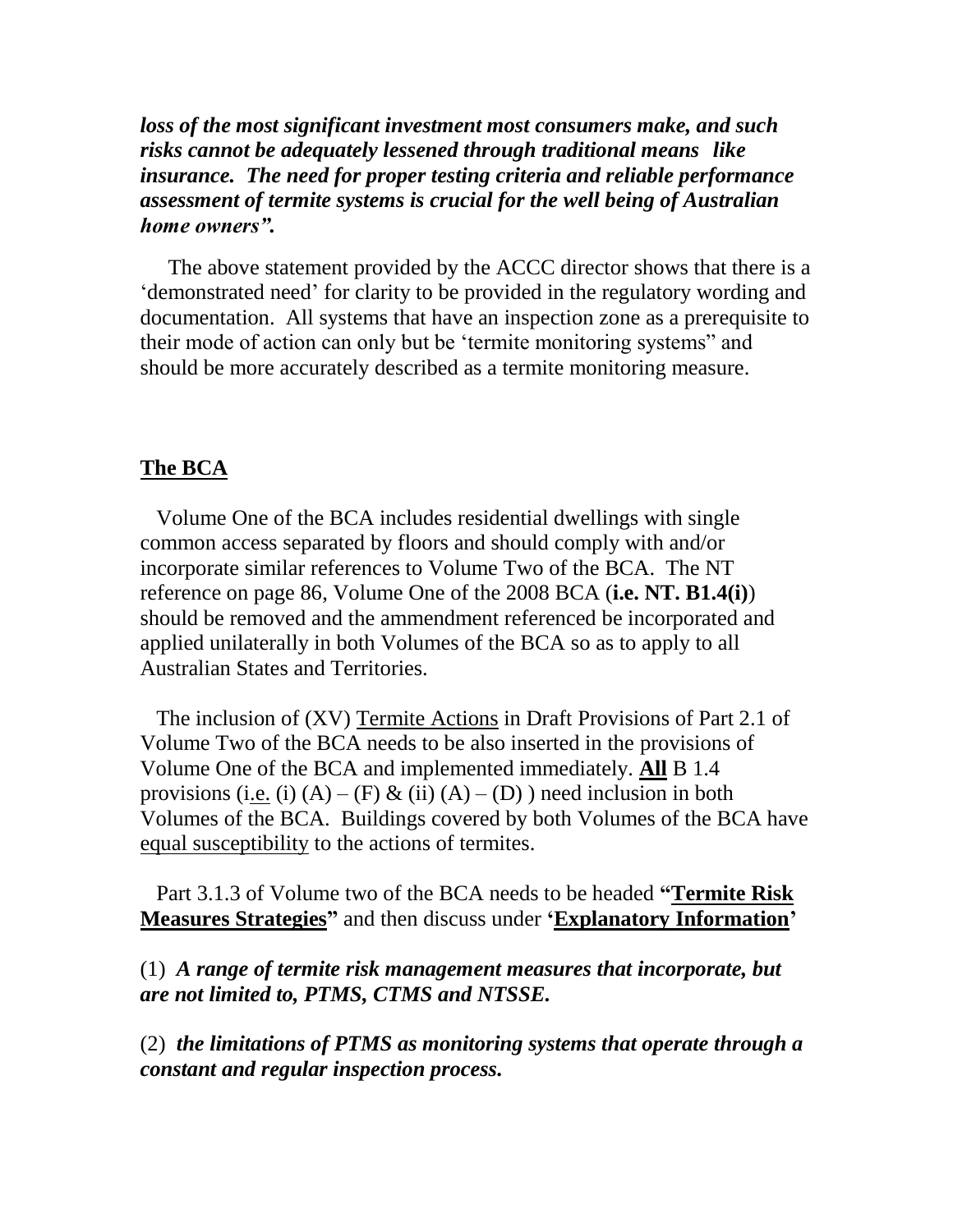***loss of the most significant investment most consumers make, and such risks cannot be adequately lessened through traditional means like insurance. The need for proper testing criteria and reliable performance assessment of termite systems is crucial for the well being of Australian home owners".***

The above statement provided by the ACCC director shows that there is a 'demonstrated need' for clarity to be provided in the regulatory wording and documentation. All systems that have an inspection zone as a prerequisite to their mode of action can only but be 'termite monitoring systems" and should be more accurately described as a termite monitoring measure.

## The BCA

Volume One of the BCA includes residential dwellings with single common access separated by floors and should comply with and/or incorporate similar references to Volume Two of the BCA. The NT reference on page 86, Volume One of the 2008 BCA (**i.e. NT. B1.4(i)**) should be removed and the ammendment referenced be incorporated and applied unilaterally in both Volumes of the BCA so as to apply to all Australian States and Territories.

The inclusion of (XV) Termite Actions in Draft Provisions of Part 2.1 of Volume Two of the BCA needs to be also inserted in the provisions of Volume One of the BCA and implemented immediately. **All** B 1.4 provisions (i.e. (i) (A) – (F) & (ii) (A) – (D) ) need inclusion in both Volumes of the BCA. Buildings covered by both Volumes of the BCA have equal susceptibility to the actions of termites.

Part 3.1.3 of Volume two of the BCA needs to be headed **"Termite Risk Measures Strategies"** and then discuss under **'Explanatory Information'**

(1) ***A range of termite risk management measures that incorporate, but are not limited to, PTMS, CTMS and NTSSE.***

(2) ***the limitations of PTMS as monitoring systems that operate through a constant and regular inspection process.***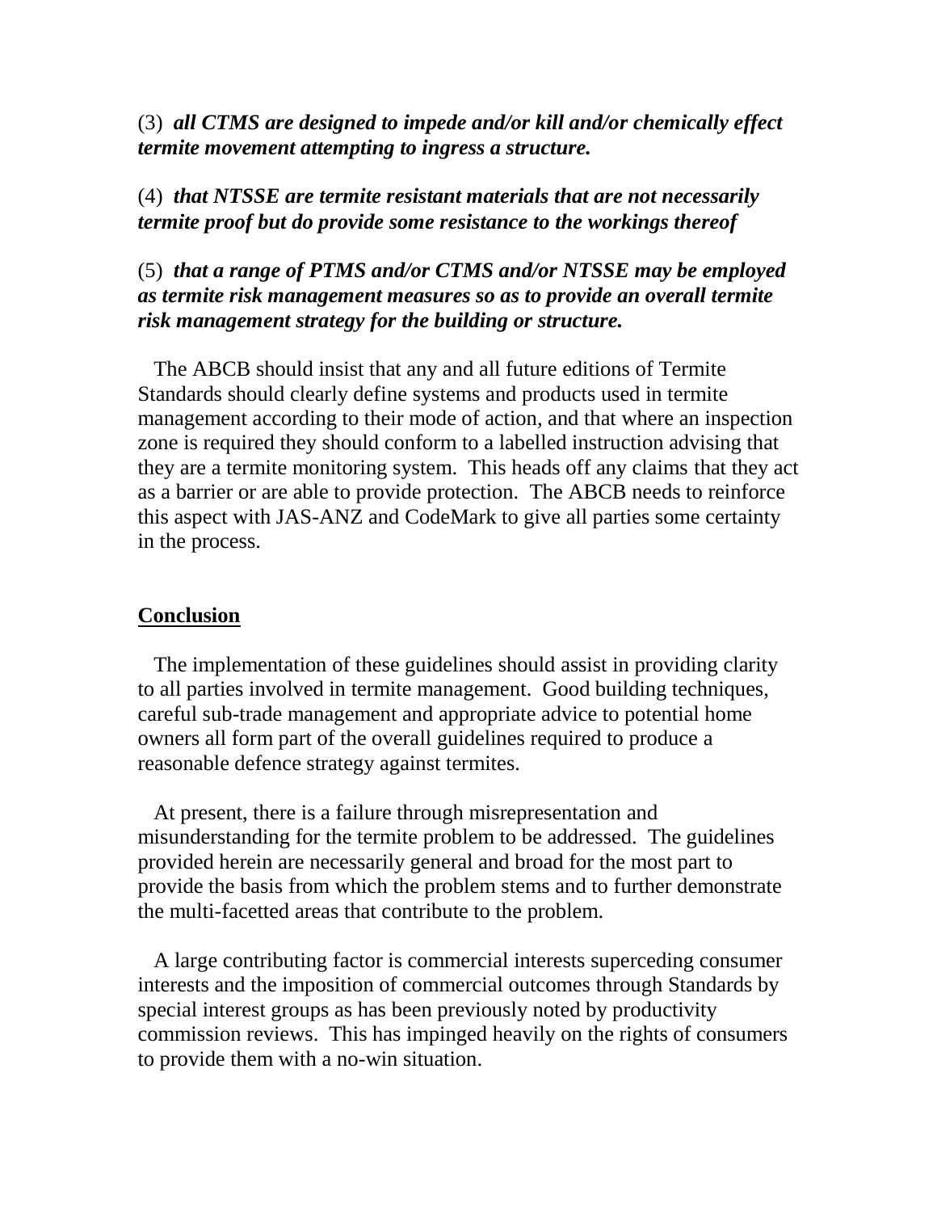(3) ***all CTMS are designed to impede and/or kill and/or chemically effect termite movement attempting to ingress a structure.***

(4) ***that NTSSE are termite resistant materials that are not necessarily termite proof but do provide some resistance to the workings thereof***

(5) ***that a range of PTMS and/or CTMS and/or NTSSE may be employed as termite risk management measures so as to provide an overall termite risk management strategy for the building or structure.***

The ABCB should insist that any and all future editions of Termite Standards should clearly define systems and products used in termite management according to their mode of action, and that where an inspection zone is required they should conform to a labelled instruction advising that they are a termite monitoring system. This heads off any claims that they act as a barrier or are able to provide protection. The ABCB needs to reinforce this aspect with JAS-ANZ and CodeMark to give all parties some certainty in the process.

## Conclusion

The implementation of these guidelines should assist in providing clarity to all parties involved in termite management. Good building techniques, careful sub-trade management and appropriate advice to potential home owners all form part of the overall guidelines required to produce a reasonable defence strategy against termites.

At present, there is a failure through misrepresentation and misunderstanding for the termite problem to be addressed. The guidelines provided herein are necessarily general and broad for the most part to provide the basis from which the problem stems and to further demonstrate the multi-facetted areas that contribute to the problem.

A large contributing factor is commercial interests superceding consumer interests and the imposition of commercial outcomes through Standards by special interest groups as has been previously noted by productivity commission reviews. This has impinged heavily on the rights of consumers to provide them with a no-win situation.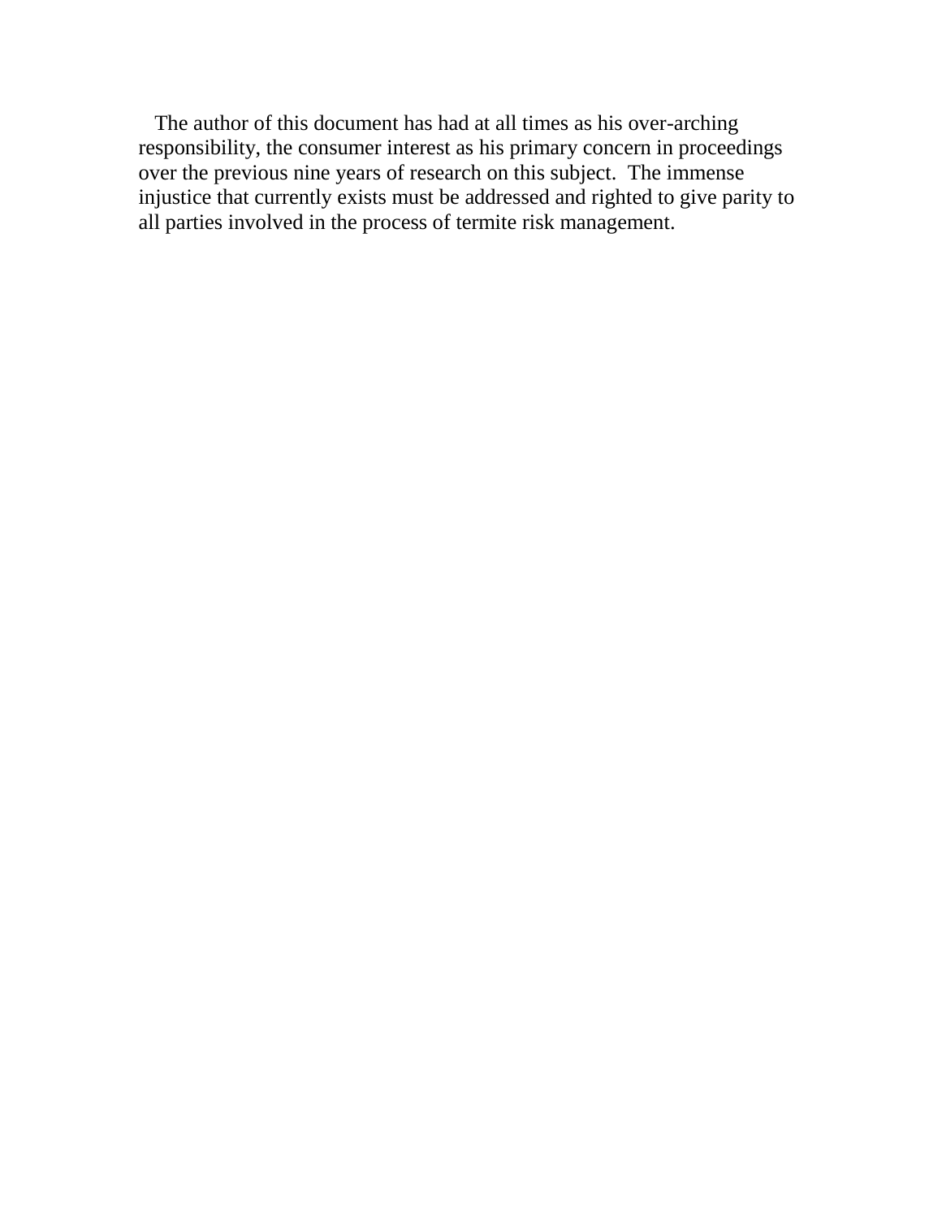The author of this document has had at all times as his over-arching responsibility, the consumer interest as his primary concern in proceedings over the previous nine years of research on this subject. The immense injustice that currently exists must be addressed and righted to give parity to all parties involved in the process of termite risk management.